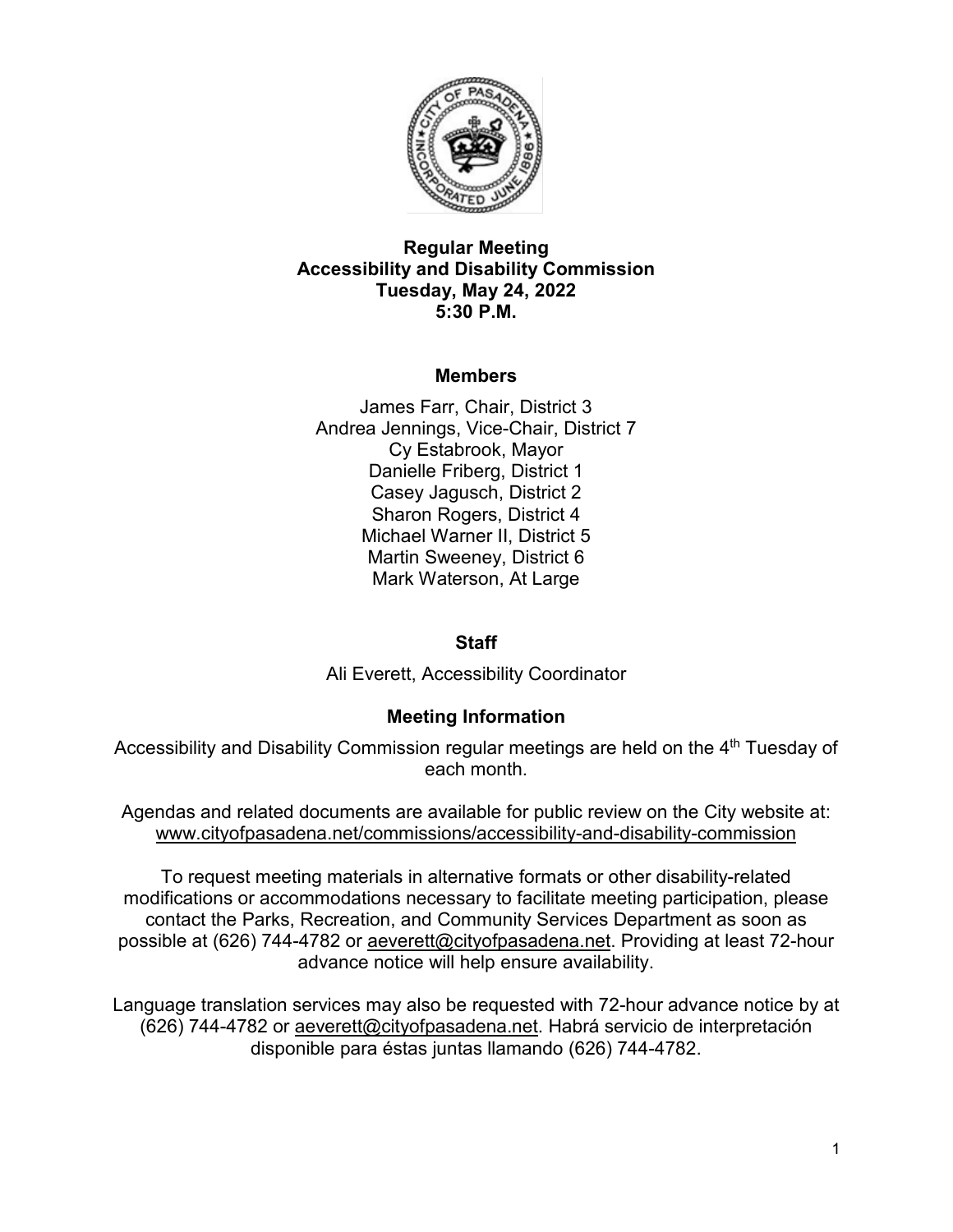# Regular Meeting
# Accessibility and Disability Commission
# Tuesday, May 24, 2022
# 5:30 P.M.

## Members

James Farr, Chair, District 3
Andrea Jennings, Vice-Chair, District 7
Cy Estabrook, Mayor
Danielle Friberg, District 1
Casey Jagusch, District 2
Sharon Rogers, District 4
Michael Warner II, District 5
Martin Sweeney, District 6
Mark Waterson, At Large

## Staff

Ali Everett, Accessibility Coordinator

## Meeting Information

Accessibility and Disability Commission regular meetings are held on the 4th Tuesday of each month.

Agendas and related documents are available for public review on the City website at: www.cityofpasadena.net/commissions/accessibility-and-disability-commission

To request meeting materials in alternative formats or other disability-related modifications or accommodations necessary to facilitate meeting participation, please contact the Parks, Recreation, and Community Services Department as soon as possible at (626) 744-4782 or aeverett@cityofpasadena.net. Providing at least 72-hour advance notice will help ensure availability.

Language translation services may also be requested with 72-hour advance notice by at (626) 744-4782 or aeverett@cityofpasadena.net. Habrá servicio de interpretación disponible para éstas juntas llamando (626) 744-4782.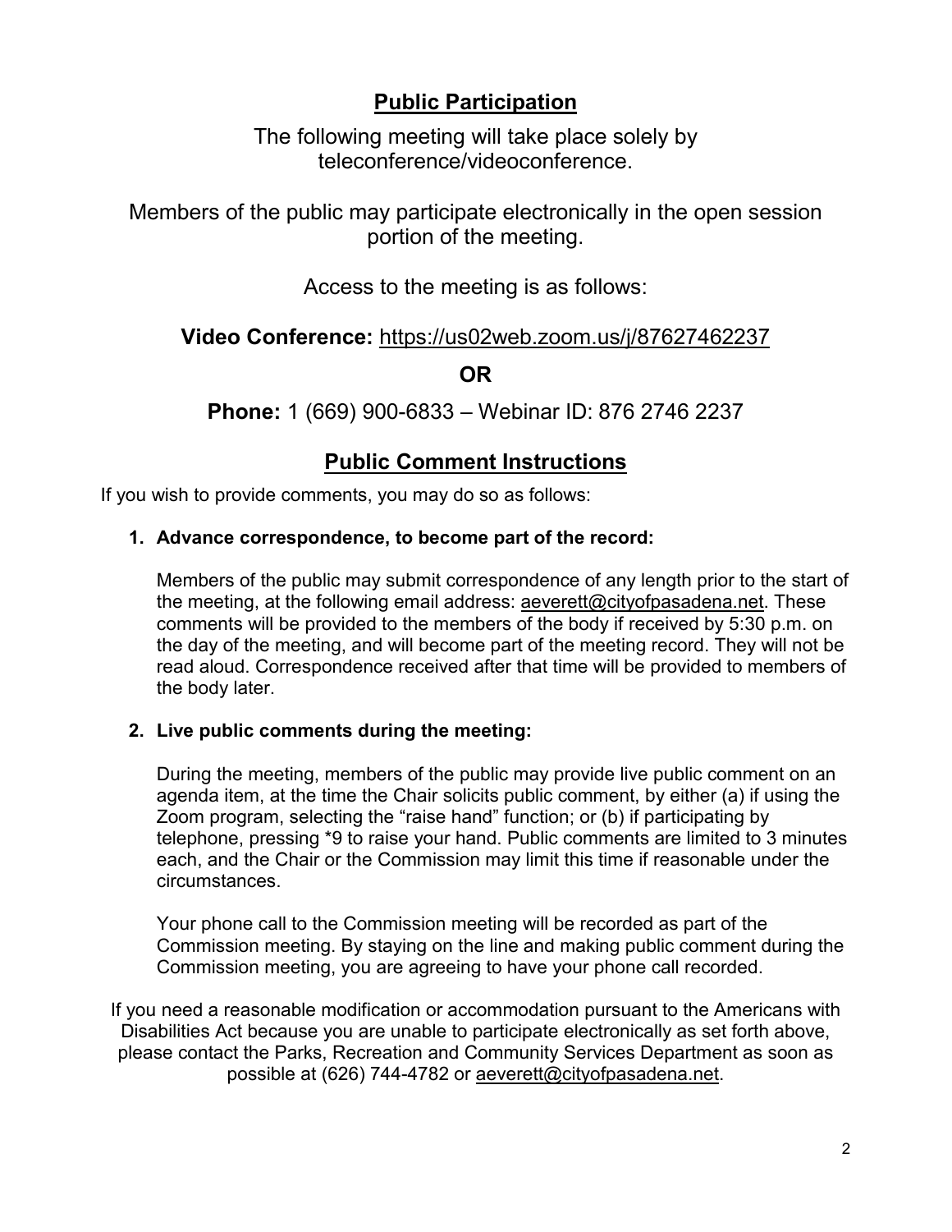## Public Participation

The following meeting will take place solely by teleconference/videoconference.

Members of the public may participate electronically in the open session portion of the meeting.

Access to the meeting is as follows:

**Video Conference:** https://us02web.zoom.us/j/87627462237

**OR**

**Phone:** 1 (669) 900-6833 – Webinar ID: 876 2746 2237

## Public Comment Instructions

If you wish to provide comments, you may do so as follows:

1. **Advance correspondence, to become part of the record:**

   Members of the public may submit correspondence of any length prior to the start of the meeting, at the following email address: aeverett@cityofpasadena.net. These comments will be provided to the members of the body if received by 5:30 p.m. on the day of the meeting, and will become part of the meeting record. They will not be read aloud. Correspondence received after that time will be provided to members of the body later.

2. **Live public comments during the meeting:**

   During the meeting, members of the public may provide live public comment on an agenda item, at the time the Chair solicits public comment, by either (a) if using the Zoom program, selecting the "raise hand" function; or (b) if participating by telephone, pressing *9 to raise your hand. Public comments are limited to 3 minutes each, and the Chair or the Commission may limit this time if reasonable under the circumstances.

   Your phone call to the Commission meeting will be recorded as part of the Commission meeting. By staying on the line and making public comment during the Commission meeting, you are agreeing to have your phone call recorded.

If you need a reasonable modification or accommodation pursuant to the Americans with Disabilities Act because you are unable to participate electronically as set forth above, please contact the Parks, Recreation and Community Services Department as soon as possible at (626) 744-4782 or aeverett@cityofpasadena.net.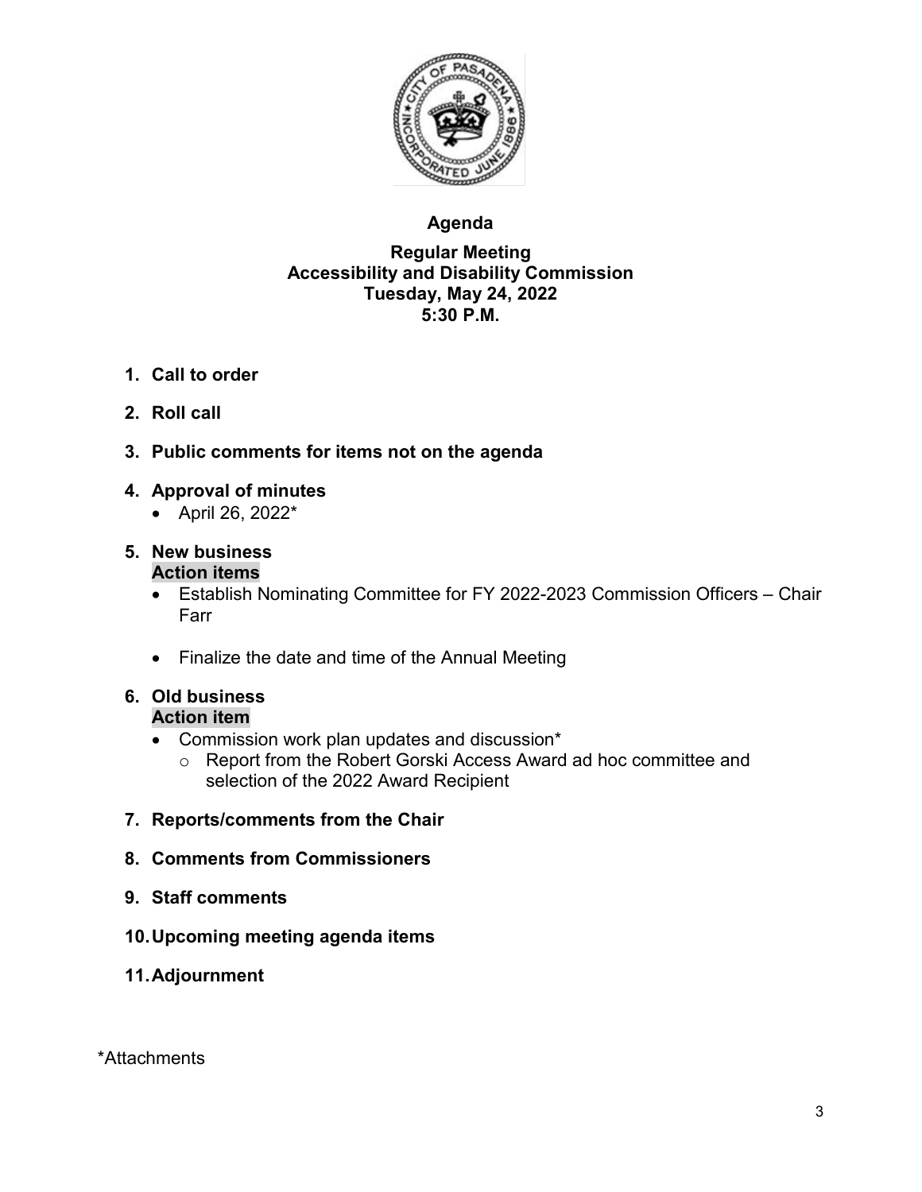# Agenda

## Regular Meeting
## Accessibility and Disability Commission
## Tuesday, May 24, 2022
## 5:30 P.M.

1. **Call to order**

2. **Roll call**

3. **Public comments for items not on the agenda**

4. **Approval of minutes**
   - April 26, 2022*

5. **New business**
   **Action items**
   - Establish Nominating Committee for FY 2022-2023 Commission Officers – Chair Farr
   - Finalize the date and time of the Annual Meeting

6. **Old business**
   **Action item**
   - Commission work plan updates and discussion*
     - Report from the Robert Gorski Access Award ad hoc committee and selection of the 2022 Award Recipient

7. **Reports/comments from the Chair**

8. **Comments from Commissioners**

9. **Staff comments**

10. **Upcoming meeting agenda items**

11. **Adjournment**

*Attachments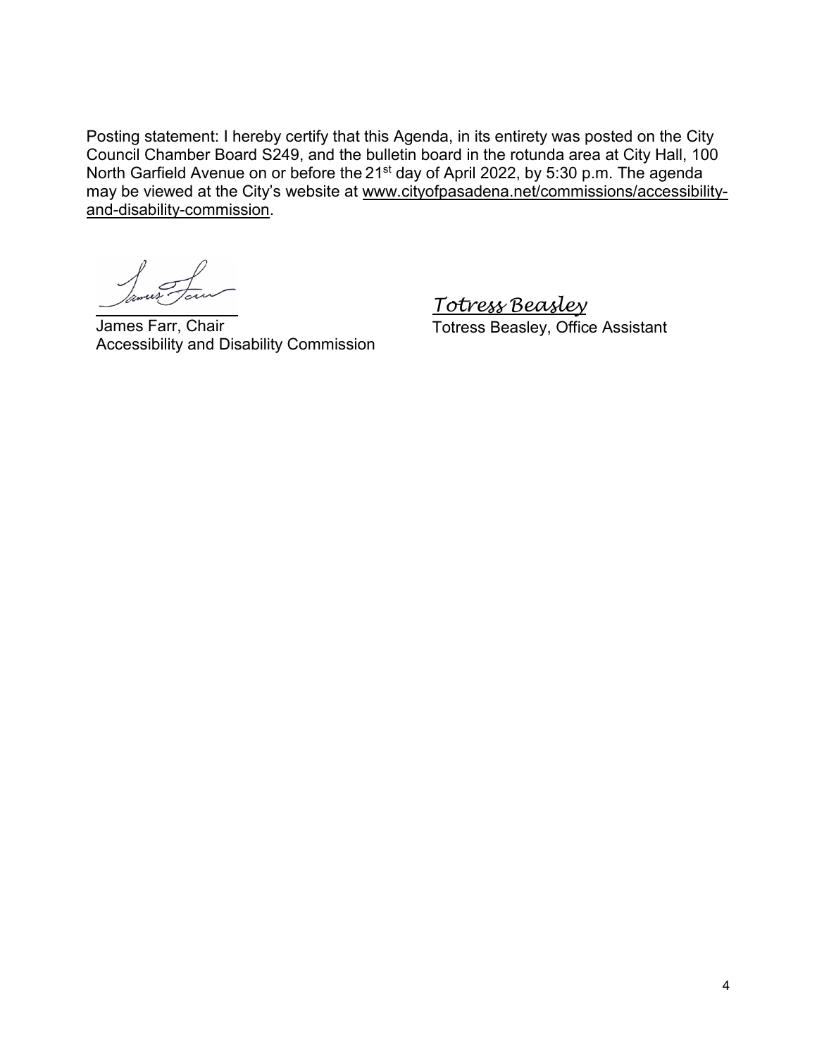Posting statement: I hereby certify that this Agenda, in its entirety was posted on the City Council Chamber Board S249, and the bulletin board in the rotunda area at City Hall, 100 North Garfield Avenue on or before the 21st day of April 2022, by 5:30 p.m. The agenda may be viewed at the City's website at www.cityofpasadena.net/commissions/accessibility-and-disability-commission.

James Farr, Chair
Accessibility and Disability Commission

*Totress Beasley*
Totress Beasley, Office Assistant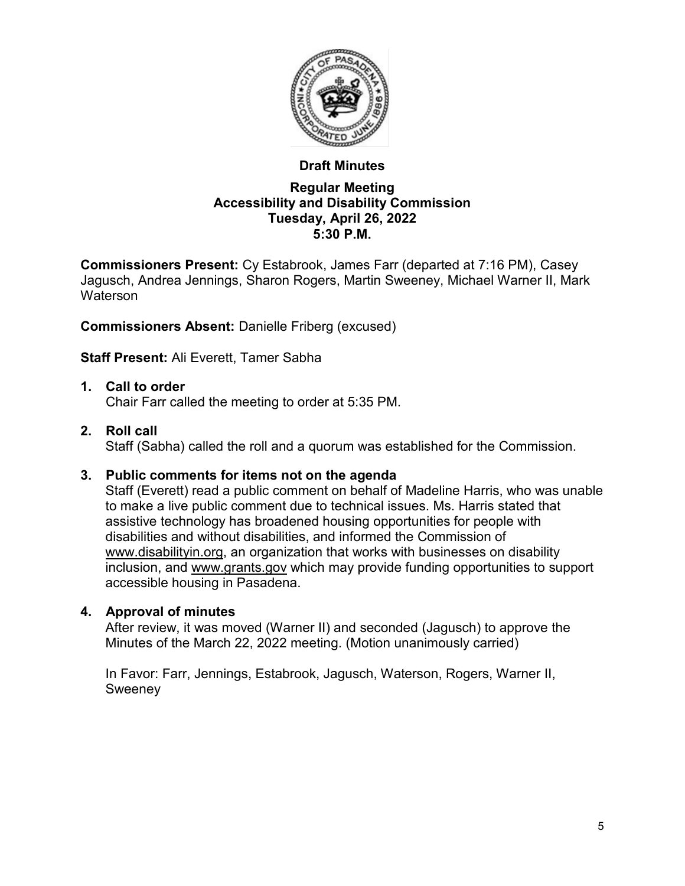**Draft Minutes**

**Regular Meeting**
**Accessibility and Disability Commission**
**Tuesday, April 26, 2022**
**5:30 P.M.**

**Commissioners Present:** Cy Estabrook, James Farr (departed at 7:16 PM), Casey Jagusch, Andrea Jennings, Sharon Rogers, Martin Sweeney, Michael Warner II, Mark Waterson

**Commissioners Absent:** Danielle Friberg (excused)

**Staff Present:** Ali Everett, Tamer Sabha

1. **Call to order**
   Chair Farr called the meeting to order at 5:35 PM.

2. **Roll call**
   Staff (Sabha) called the roll and a quorum was established for the Commission.

3. **Public comments for items not on the agenda**
   Staff (Everett) read a public comment on behalf of Madeline Harris, who was unable to make a live public comment due to technical issues. Ms. Harris stated that assistive technology has broadened housing opportunities for people with disabilities and without disabilities, and informed the Commission of www.disabilityin.org, an organization that works with businesses on disability inclusion, and www.grants.gov which may provide funding opportunities to support accessible housing in Pasadena.

4. **Approval of minutes**
   After review, it was moved (Warner II) and seconded (Jagusch) to approve the Minutes of the March 22, 2022 meeting. (Motion unanimously carried)

   In Favor: Farr, Jennings, Estabrook, Jagusch, Waterson, Rogers, Warner II, Sweeney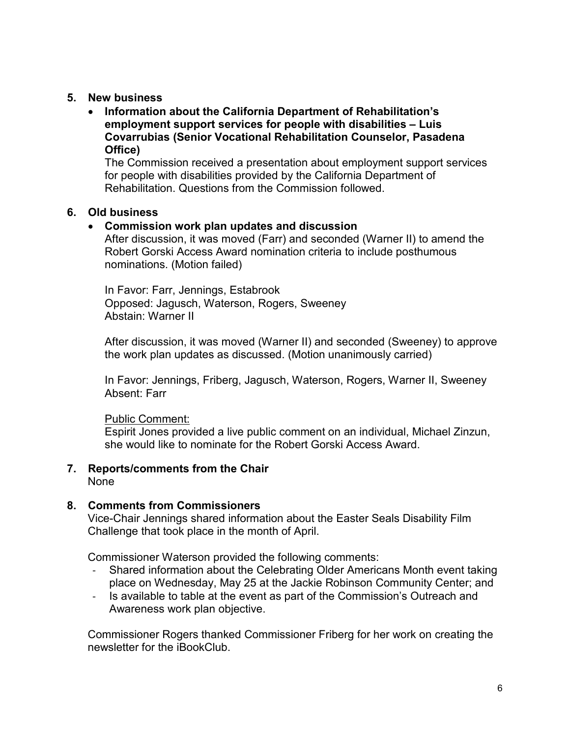5. **New business**
   - **Information about the California Department of Rehabilitation's employment support services for people with disabilities – Luis Covarrubias (Senior Vocational Rehabilitation Counselor, Pasadena Office)**

     The Commission received a presentation about employment support services for people with disabilities provided by the California Department of Rehabilitation. Questions from the Commission followed.

6. **Old business**
   - **Commission work plan updates and discussion**

     After discussion, it was moved (Farr) and seconded (Warner II) to amend the Robert Gorski Access Award nomination criteria to include posthumous nominations. (Motion failed)

     In Favor: Farr, Jennings, Estabrook
     Opposed: Jagusch, Waterson, Rogers, Sweeney
     Abstain: Warner II

     After discussion, it was moved (Warner II) and seconded (Sweeney) to approve the work plan updates as discussed. (Motion unanimously carried)

     In Favor: Jennings, Friberg, Jagusch, Waterson, Rogers, Warner II, Sweeney
     Absent: Farr

     Public Comment:
     Espirit Jones provided a live public comment on an individual, Michael Zinzun, she would like to nominate for the Robert Gorski Access Award.

7. **Reports/comments from the Chair**

   None

8. **Comments from Commissioners**

   Vice-Chair Jennings shared information about the Easter Seals Disability Film Challenge that took place in the month of April.

   Commissioner Waterson provided the following comments:
   - Shared information about the Celebrating Older Americans Month event taking place on Wednesday, May 25 at the Jackie Robinson Community Center; and
   - Is available to table at the event as part of the Commission's Outreach and Awareness work plan objective.

   Commissioner Rogers thanked Commissioner Friberg for her work on creating the newsletter for the iBookClub.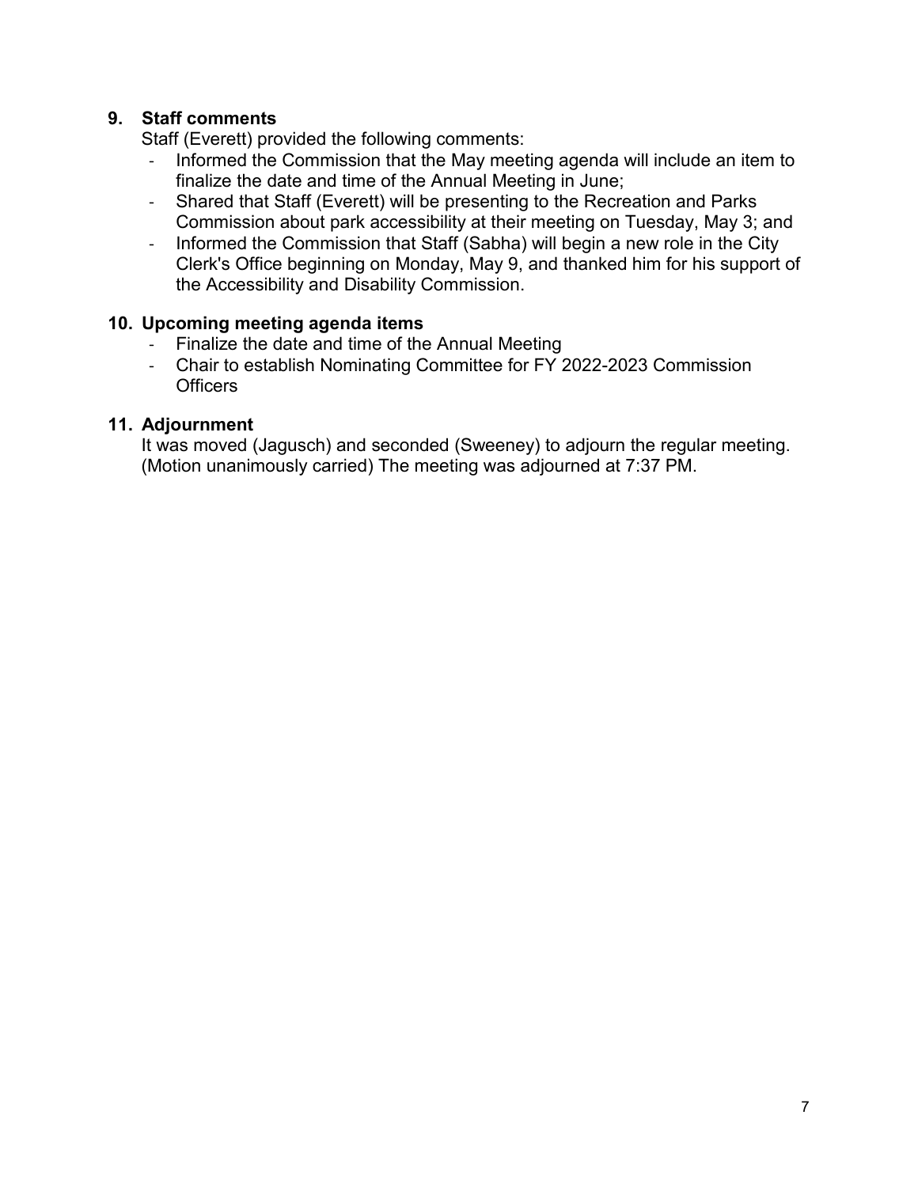## 9. Staff comments

Staff (Everett) provided the following comments:

- Informed the Commission that the May meeting agenda will include an item to finalize the date and time of the Annual Meeting in June;
- Shared that Staff (Everett) will be presenting to the Recreation and Parks Commission about park accessibility at their meeting on Tuesday, May 3; and
- Informed the Commission that Staff (Sabha) will begin a new role in the City Clerk's Office beginning on Monday, May 9, and thanked him for his support of the Accessibility and Disability Commission.

## 10. Upcoming meeting agenda items

- Finalize the date and time of the Annual Meeting
- Chair to establish Nominating Committee for FY 2022-2023 Commission Officers

## 11. Adjournment

It was moved (Jagusch) and seconded (Sweeney) to adjourn the regular meeting. (Motion unanimously carried) The meeting was adjourned at 7:37 PM.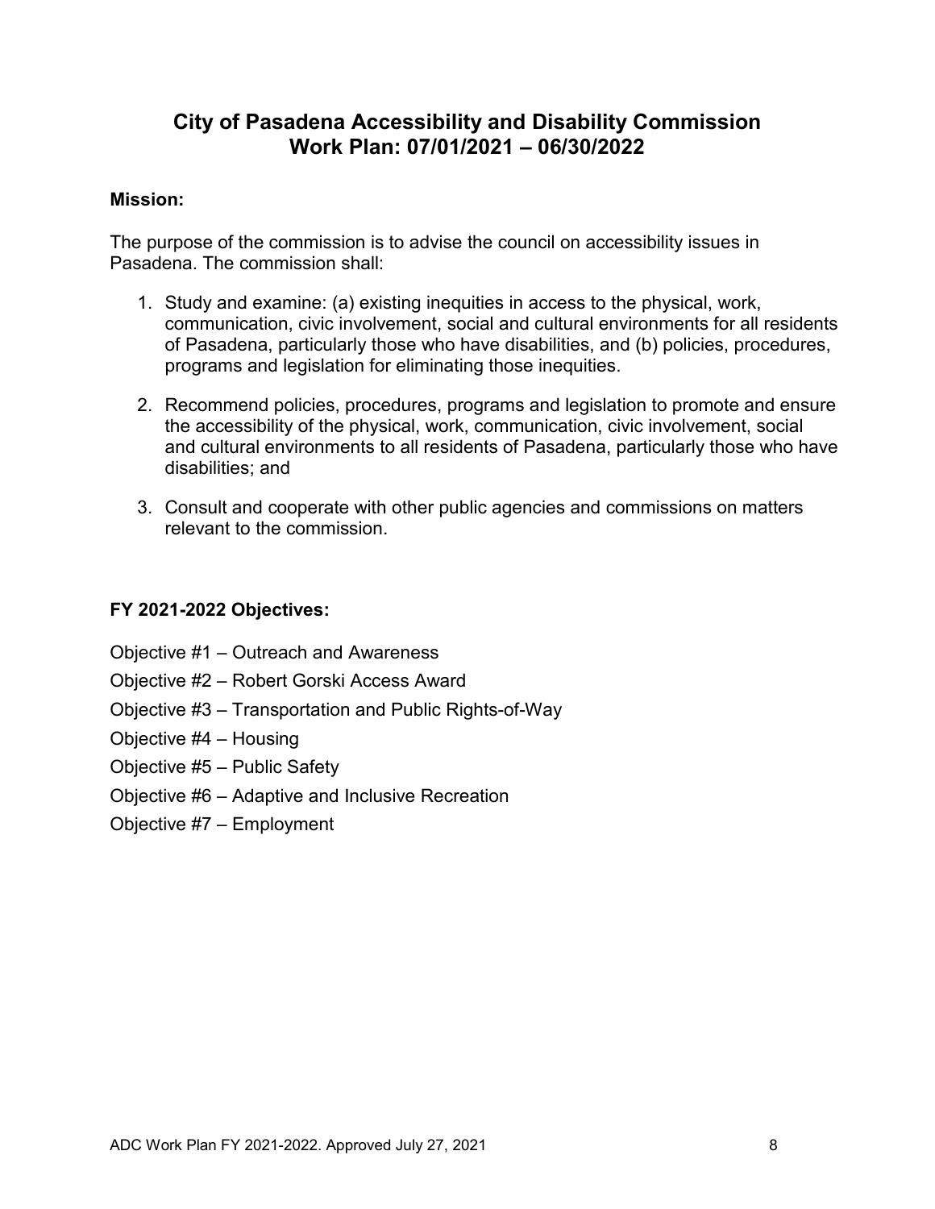# City of Pasadena Accessibility and Disability Commission Work Plan: 07/01/2021 – 06/30/2022

**Mission:**

The purpose of the commission is to advise the council on accessibility issues in Pasadena. The commission shall:

1. Study and examine: (a) existing inequities in access to the physical, work, communication, civic involvement, social and cultural environments for all residents of Pasadena, particularly those who have disabilities, and (b) policies, procedures, programs and legislation for eliminating those inequities.

2. Recommend policies, procedures, programs and legislation to promote and ensure the accessibility of the physical, work, communication, civic involvement, social and cultural environments to all residents of Pasadena, particularly those who have disabilities; and

3. Consult and cooperate with other public agencies and commissions on matters relevant to the commission.

**FY 2021-2022 Objectives:**

Objective #1 – Outreach and Awareness

Objective #2 – Robert Gorski Access Award

Objective #3 – Transportation and Public Rights-of-Way

Objective #4 – Housing

Objective #5 – Public Safety

Objective #6 – Adaptive and Inclusive Recreation

Objective #7 – Employment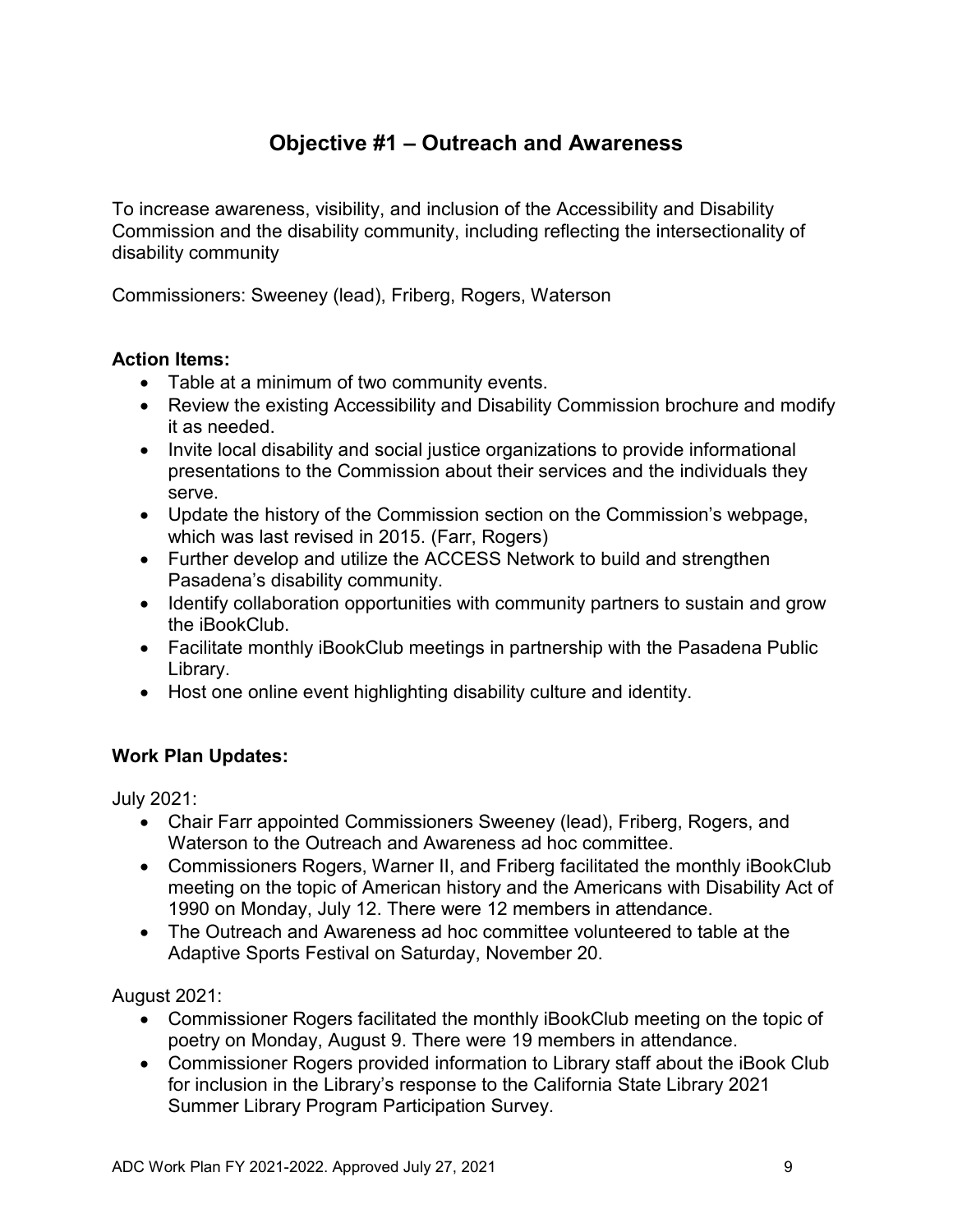# Objective #1 – Outreach and Awareness

To increase awareness, visibility, and inclusion of the Accessibility and Disability Commission and the disability community, including reflecting the intersectionality of disability community

Commissioners: Sweeney (lead), Friberg, Rogers, Waterson

**Action Items:**

- Table at a minimum of two community events.
- Review the existing Accessibility and Disability Commission brochure and modify it as needed.
- Invite local disability and social justice organizations to provide informational presentations to the Commission about their services and the individuals they serve.
- Update the history of the Commission section on the Commission's webpage, which was last revised in 2015. (Farr, Rogers)
- Further develop and utilize the ACCESS Network to build and strengthen Pasadena's disability community.
- Identify collaboration opportunities with community partners to sustain and grow the iBookClub.
- Facilitate monthly iBookClub meetings in partnership with the Pasadena Public Library.
- Host one online event highlighting disability culture and identity.

**Work Plan Updates:**

July 2021:

- Chair Farr appointed Commissioners Sweeney (lead), Friberg, Rogers, and Waterson to the Outreach and Awareness ad hoc committee.
- Commissioners Rogers, Warner II, and Friberg facilitated the monthly iBookClub meeting on the topic of American history and the Americans with Disability Act of 1990 on Monday, July 12. There were 12 members in attendance.
- The Outreach and Awareness ad hoc committee volunteered to table at the Adaptive Sports Festival on Saturday, November 20.

August 2021:

- Commissioner Rogers facilitated the monthly iBookClub meeting on the topic of poetry on Monday, August 9. There were 19 members in attendance.
- Commissioner Rogers provided information to Library staff about the iBook Club for inclusion in the Library's response to the California State Library 2021 Summer Library Program Participation Survey.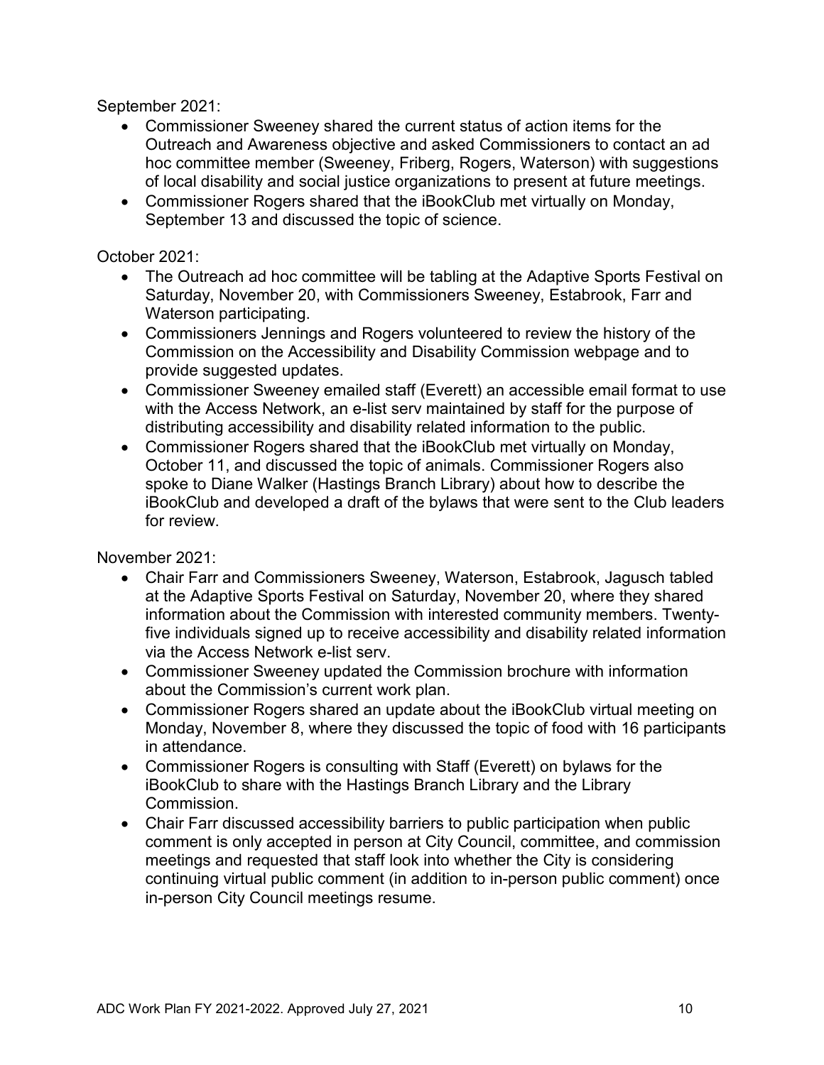September 2021:

- Commissioner Sweeney shared the current status of action items for the Outreach and Awareness objective and asked Commissioners to contact an ad hoc committee member (Sweeney, Friberg, Rogers, Waterson) with suggestions of local disability and social justice organizations to present at future meetings.
- Commissioner Rogers shared that the iBookClub met virtually on Monday, September 13 and discussed the topic of science.

October 2021:

- The Outreach ad hoc committee will be tabling at the Adaptive Sports Festival on Saturday, November 20, with Commissioners Sweeney, Estabrook, Farr and Waterson participating.
- Commissioners Jennings and Rogers volunteered to review the history of the Commission on the Accessibility and Disability Commission webpage and to provide suggested updates.
- Commissioner Sweeney emailed staff (Everett) an accessible email format to use with the Access Network, an e-list serv maintained by staff for the purpose of distributing accessibility and disability related information to the public.
- Commissioner Rogers shared that the iBookClub met virtually on Monday, October 11, and discussed the topic of animals. Commissioner Rogers also spoke to Diane Walker (Hastings Branch Library) about how to describe the iBookClub and developed a draft of the bylaws that were sent to the Club leaders for review.

November 2021:

- Chair Farr and Commissioners Sweeney, Waterson, Estabrook, Jagusch tabled at the Adaptive Sports Festival on Saturday, November 20, where they shared information about the Commission with interested community members. Twenty-five individuals signed up to receive accessibility and disability related information via the Access Network e-list serv.
- Commissioner Sweeney updated the Commission brochure with information about the Commission's current work plan.
- Commissioner Rogers shared an update about the iBookClub virtual meeting on Monday, November 8, where they discussed the topic of food with 16 participants in attendance.
- Commissioner Rogers is consulting with Staff (Everett) on bylaws for the iBookClub to share with the Hastings Branch Library and the Library Commission.
- Chair Farr discussed accessibility barriers to public participation when public comment is only accepted in person at City Council, committee, and commission meetings and requested that staff look into whether the City is considering continuing virtual public comment (in addition to in-person public comment) once in-person City Council meetings resume.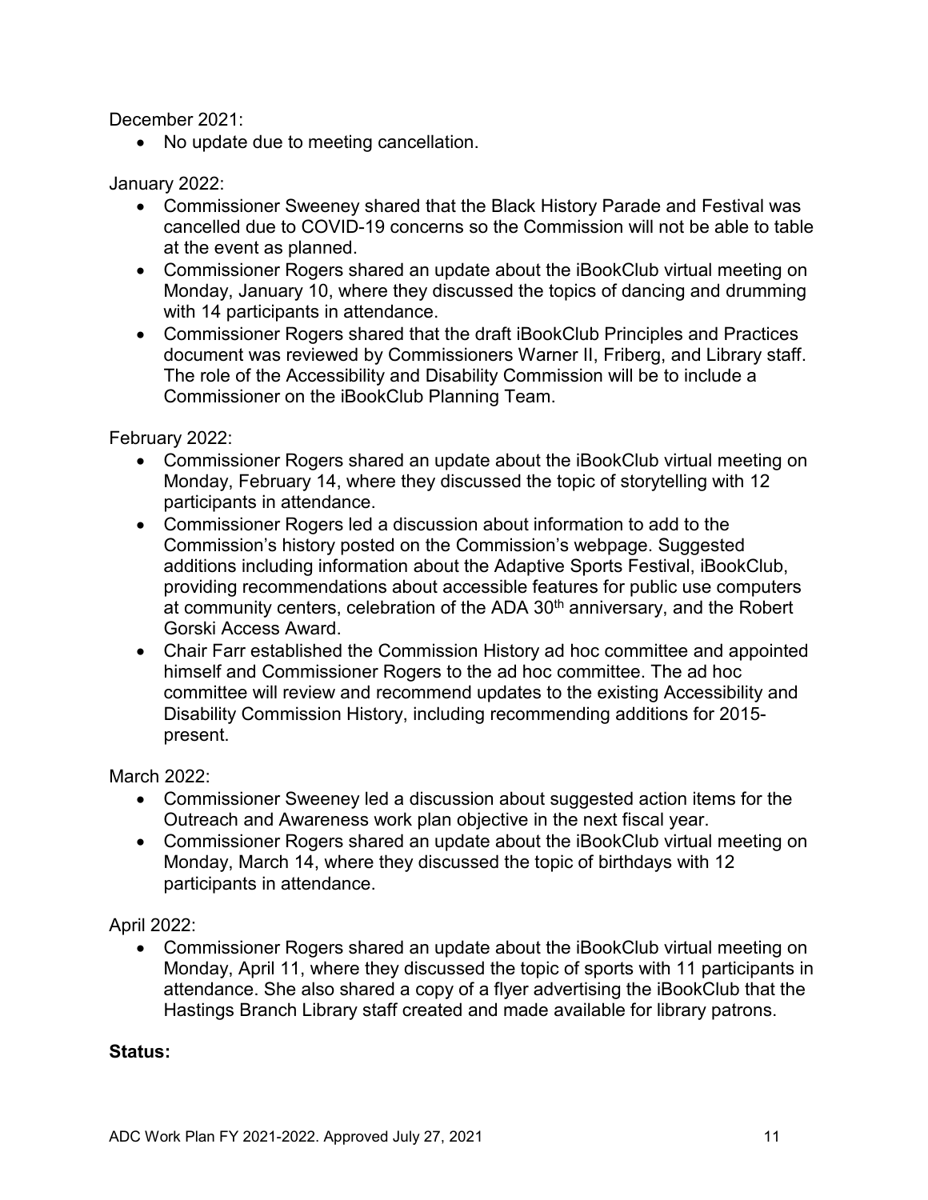December 2021:

- No update due to meeting cancellation.

January 2022:

- Commissioner Sweeney shared that the Black History Parade and Festival was cancelled due to COVID-19 concerns so the Commission will not be able to table at the event as planned.
- Commissioner Rogers shared an update about the iBookClub virtual meeting on Monday, January 10, where they discussed the topics of dancing and drumming with 14 participants in attendance.
- Commissioner Rogers shared that the draft iBookClub Principles and Practices document was reviewed by Commissioners Warner II, Friberg, and Library staff. The role of the Accessibility and Disability Commission will be to include a Commissioner on the iBookClub Planning Team.

February 2022:

- Commissioner Rogers shared an update about the iBookClub virtual meeting on Monday, February 14, where they discussed the topic of storytelling with 12 participants in attendance.
- Commissioner Rogers led a discussion about information to add to the Commission's history posted on the Commission's webpage. Suggested additions including information about the Adaptive Sports Festival, iBookClub, providing recommendations about accessible features for public use computers at community centers, celebration of the ADA 30th anniversary, and the Robert Gorski Access Award.
- Chair Farr established the Commission History ad hoc committee and appointed himself and Commissioner Rogers to the ad hoc committee. The ad hoc committee will review and recommend updates to the existing Accessibility and Disability Commission History, including recommending additions for 2015-present.

March 2022:

- Commissioner Sweeney led a discussion about suggested action items for the Outreach and Awareness work plan objective in the next fiscal year.
- Commissioner Rogers shared an update about the iBookClub virtual meeting on Monday, March 14, where they discussed the topic of birthdays with 12 participants in attendance.

April 2022:

- Commissioner Rogers shared an update about the iBookClub virtual meeting on Monday, April 11, where they discussed the topic of sports with 11 participants in attendance. She also shared a copy of a flyer advertising the iBookClub that the Hastings Branch Library staff created and made available for library patrons.

**Status:**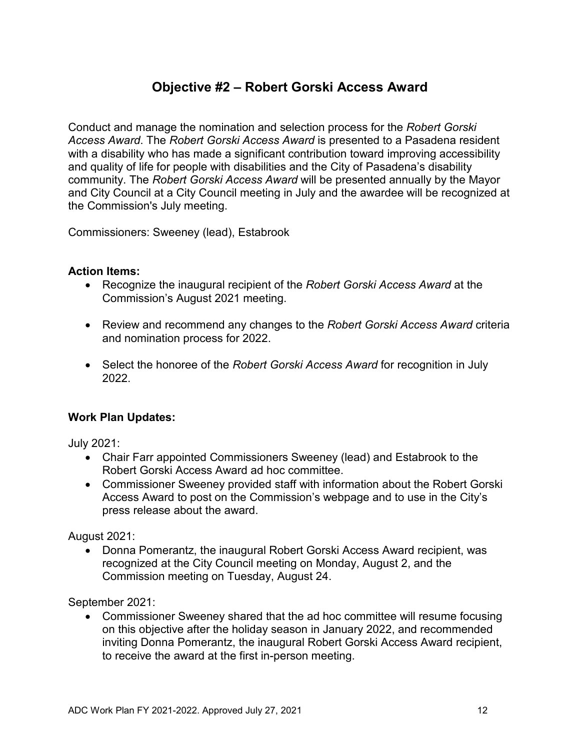# Objective #2 – Robert Gorski Access Award

Conduct and manage the nomination and selection process for the *Robert Gorski Access Award*. The *Robert Gorski Access Award* is presented to a Pasadena resident with a disability who has made a significant contribution toward improving accessibility and quality of life for people with disabilities and the City of Pasadena's disability community. The *Robert Gorski Access Award* will be presented annually by the Mayor and City Council at a City Council meeting in July and the awardee will be recognized at the Commission's July meeting.

Commissioners: Sweeney (lead), Estabrook

**Action Items:**

- Recognize the inaugural recipient of the *Robert Gorski Access Award* at the Commission's August 2021 meeting.
- Review and recommend any changes to the *Robert Gorski Access Award* criteria and nomination process for 2022.
- Select the honoree of the *Robert Gorski Access Award* for recognition in July 2022.

**Work Plan Updates:**

July 2021:

- Chair Farr appointed Commissioners Sweeney (lead) and Estabrook to the Robert Gorski Access Award ad hoc committee.
- Commissioner Sweeney provided staff with information about the Robert Gorski Access Award to post on the Commission's webpage and to use in the City's press release about the award.

August 2021:

- Donna Pomerantz, the inaugural Robert Gorski Access Award recipient, was recognized at the City Council meeting on Monday, August 2, and the Commission meeting on Tuesday, August 24.

September 2021:

- Commissioner Sweeney shared that the ad hoc committee will resume focusing on this objective after the holiday season in January 2022, and recommended inviting Donna Pomerantz, the inaugural Robert Gorski Access Award recipient, to receive the award at the first in-person meeting.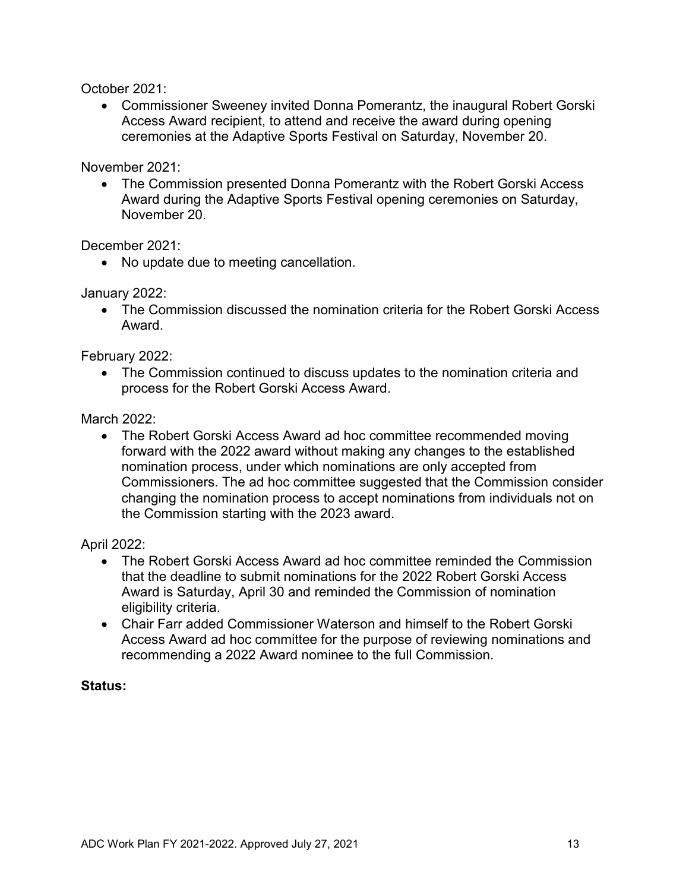October 2021:

- Commissioner Sweeney invited Donna Pomerantz, the inaugural Robert Gorski Access Award recipient, to attend and receive the award during opening ceremonies at the Adaptive Sports Festival on Saturday, November 20.

November 2021:

- The Commission presented Donna Pomerantz with the Robert Gorski Access Award during the Adaptive Sports Festival opening ceremonies on Saturday, November 20.

December 2021:

- No update due to meeting cancellation.

January 2022:

- The Commission discussed the nomination criteria for the Robert Gorski Access Award.

February 2022:

- The Commission continued to discuss updates to the nomination criteria and process for the Robert Gorski Access Award.

March 2022:

- The Robert Gorski Access Award ad hoc committee recommended moving forward with the 2022 award without making any changes to the established nomination process, under which nominations are only accepted from Commissioners. The ad hoc committee suggested that the Commission consider changing the nomination process to accept nominations from individuals not on the Commission starting with the 2023 award.

April 2022:

- The Robert Gorski Access Award ad hoc committee reminded the Commission that the deadline to submit nominations for the 2022 Robert Gorski Access Award is Saturday, April 30 and reminded the Commission of nomination eligibility criteria.
- Chair Farr added Commissioner Waterson and himself to the Robert Gorski Access Award ad hoc committee for the purpose of reviewing nominations and recommending a 2022 Award nominee to the full Commission.

**Status:**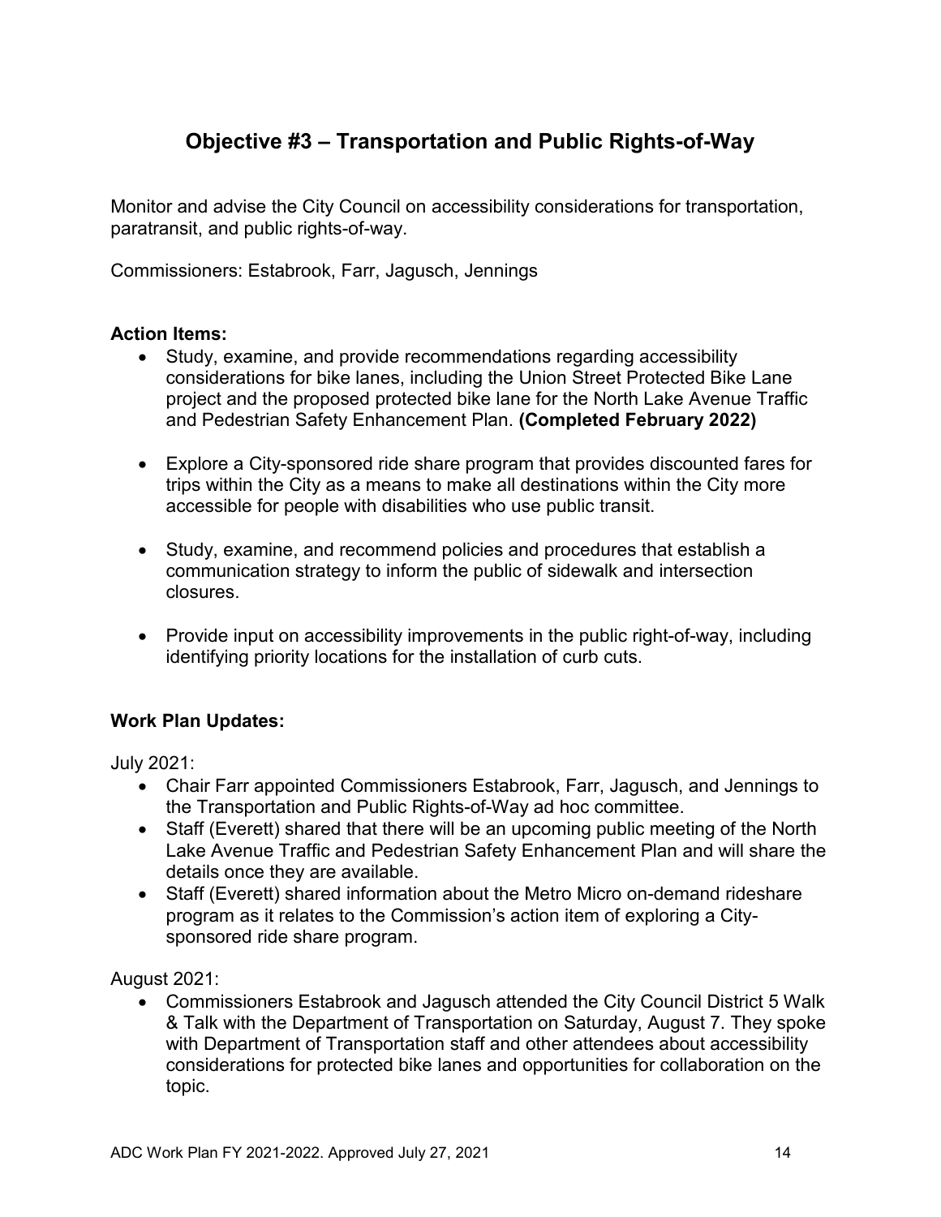## Objective #3 – Transportation and Public Rights-of-Way

Monitor and advise the City Council on accessibility considerations for transportation, paratransit, and public rights-of-way.

Commissioners: Estabrook, Farr, Jagusch, Jennings

**Action Items:**

- Study, examine, and provide recommendations regarding accessibility considerations for bike lanes, including the Union Street Protected Bike Lane project and the proposed protected bike lane for the North Lake Avenue Traffic and Pedestrian Safety Enhancement Plan. **(Completed February 2022)**
- Explore a City-sponsored ride share program that provides discounted fares for trips within the City as a means to make all destinations within the City more accessible for people with disabilities who use public transit.
- Study, examine, and recommend policies and procedures that establish a communication strategy to inform the public of sidewalk and intersection closures.
- Provide input on accessibility improvements in the public right-of-way, including identifying priority locations for the installation of curb cuts.

**Work Plan Updates:**

July 2021:

- Chair Farr appointed Commissioners Estabrook, Farr, Jagusch, and Jennings to the Transportation and Public Rights-of-Way ad hoc committee.
- Staff (Everett) shared that there will be an upcoming public meeting of the North Lake Avenue Traffic and Pedestrian Safety Enhancement Plan and will share the details once they are available.
- Staff (Everett) shared information about the Metro Micro on-demand rideshare program as it relates to the Commission's action item of exploring a City-sponsored ride share program.

August 2021:

- Commissioners Estabrook and Jagusch attended the City Council District 5 Walk & Talk with the Department of Transportation on Saturday, August 7. They spoke with Department of Transportation staff and other attendees about accessibility considerations for protected bike lanes and opportunities for collaboration on the topic.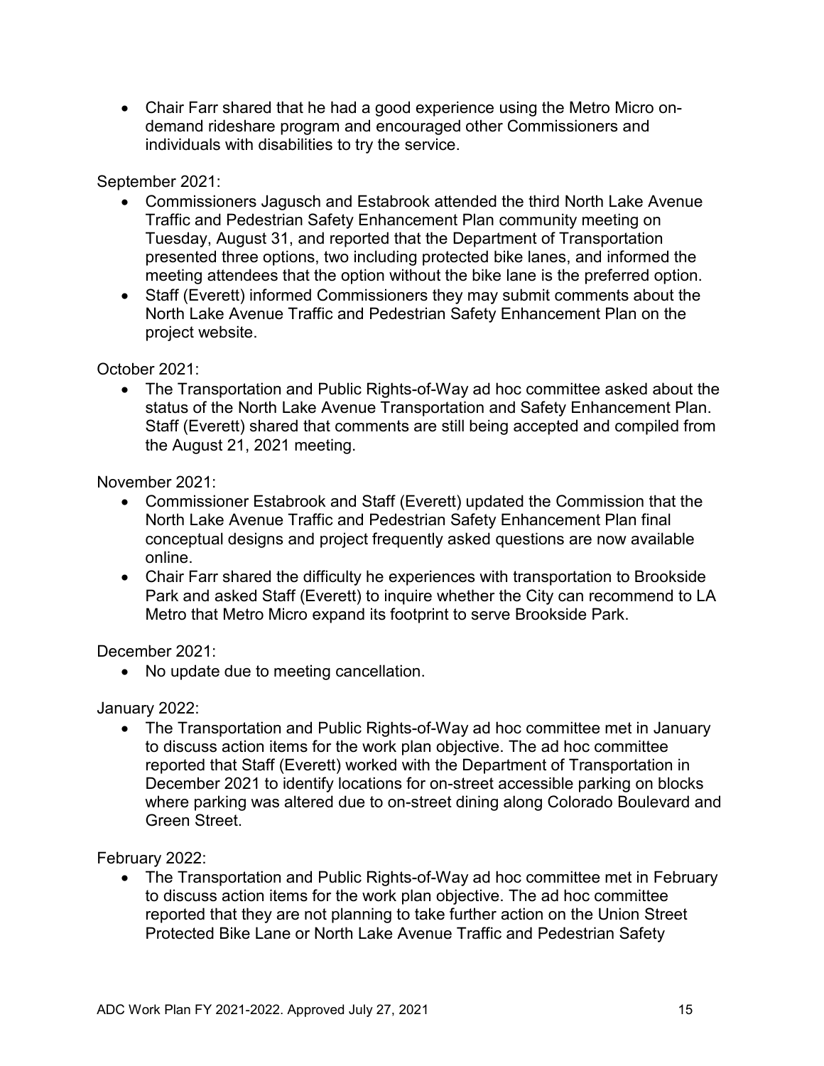- Chair Farr shared that he had a good experience using the Metro Micro on-demand rideshare program and encouraged other Commissioners and individuals with disabilities to try the service.

September 2021:

- Commissioners Jagusch and Estabrook attended the third North Lake Avenue Traffic and Pedestrian Safety Enhancement Plan community meeting on Tuesday, August 31, and reported that the Department of Transportation presented three options, two including protected bike lanes, and informed the meeting attendees that the option without the bike lane is the preferred option.
- Staff (Everett) informed Commissioners they may submit comments about the North Lake Avenue Traffic and Pedestrian Safety Enhancement Plan on the project website.

October 2021:

- The Transportation and Public Rights-of-Way ad hoc committee asked about the status of the North Lake Avenue Transportation and Safety Enhancement Plan. Staff (Everett) shared that comments are still being accepted and compiled from the August 21, 2021 meeting.

November 2021:

- Commissioner Estabrook and Staff (Everett) updated the Commission that the North Lake Avenue Traffic and Pedestrian Safety Enhancement Plan final conceptual designs and project frequently asked questions are now available online.
- Chair Farr shared the difficulty he experiences with transportation to Brookside Park and asked Staff (Everett) to inquire whether the City can recommend to LA Metro that Metro Micro expand its footprint to serve Brookside Park.

December 2021:

- No update due to meeting cancellation.

January 2022:

- The Transportation and Public Rights-of-Way ad hoc committee met in January to discuss action items for the work plan objective. The ad hoc committee reported that Staff (Everett) worked with the Department of Transportation in December 2021 to identify locations for on-street accessible parking on blocks where parking was altered due to on-street dining along Colorado Boulevard and Green Street.

February 2022:

- The Transportation and Public Rights-of-Way ad hoc committee met in February to discuss action items for the work plan objective. The ad hoc committee reported that they are not planning to take further action on the Union Street Protected Bike Lane or North Lake Avenue Traffic and Pedestrian Safety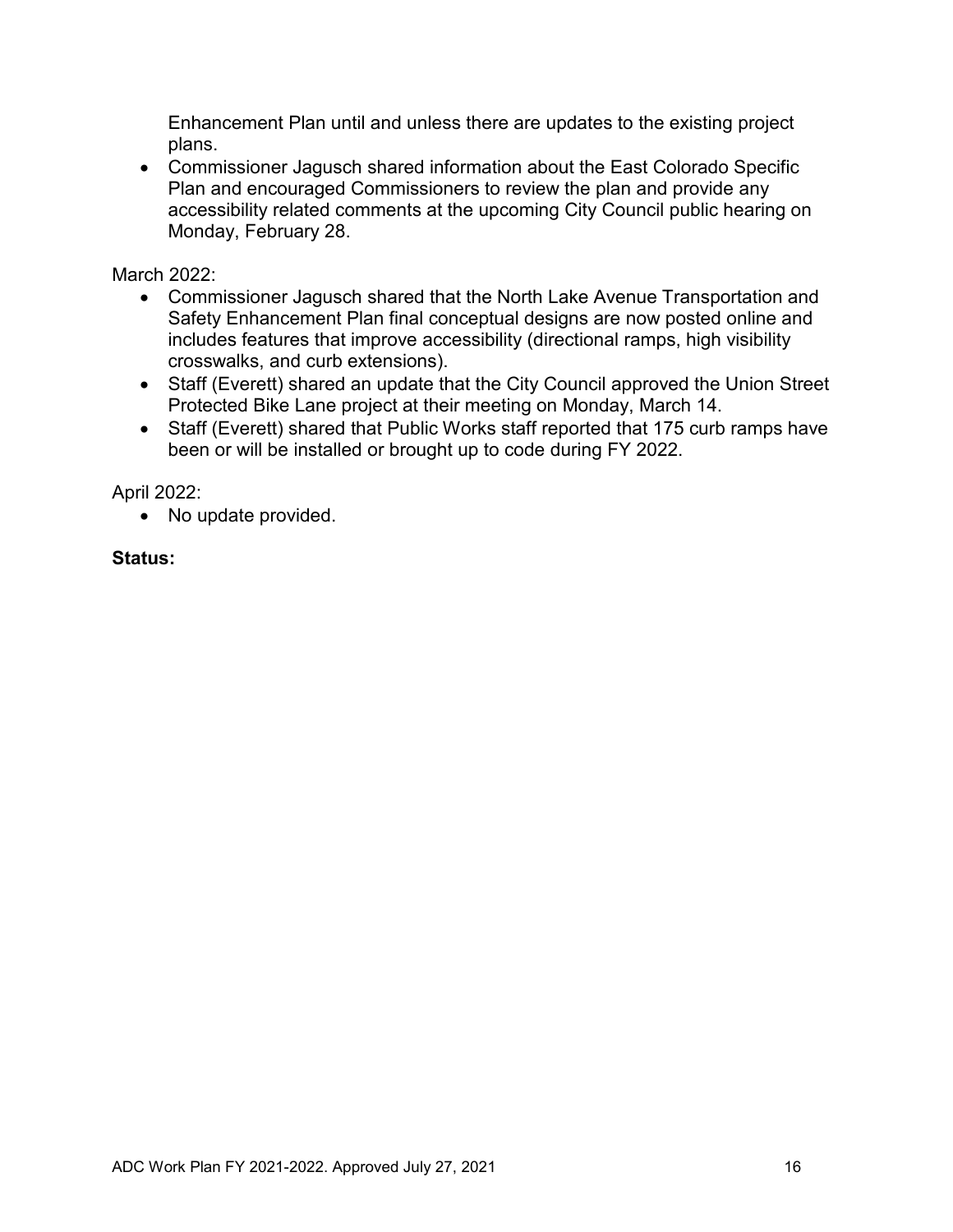Enhancement Plan until and unless there are updates to the existing project plans.

- Commissioner Jagusch shared information about the East Colorado Specific Plan and encouraged Commissioners to review the plan and provide any accessibility related comments at the upcoming City Council public hearing on Monday, February 28.

March 2022:

- Commissioner Jagusch shared that the North Lake Avenue Transportation and Safety Enhancement Plan final conceptual designs are now posted online and includes features that improve accessibility (directional ramps, high visibility crosswalks, and curb extensions).
- Staff (Everett) shared an update that the City Council approved the Union Street Protected Bike Lane project at their meeting on Monday, March 14.
- Staff (Everett) shared that Public Works staff reported that 175 curb ramps have been or will be installed or brought up to code during FY 2022.

April 2022:

- No update provided.

**Status:**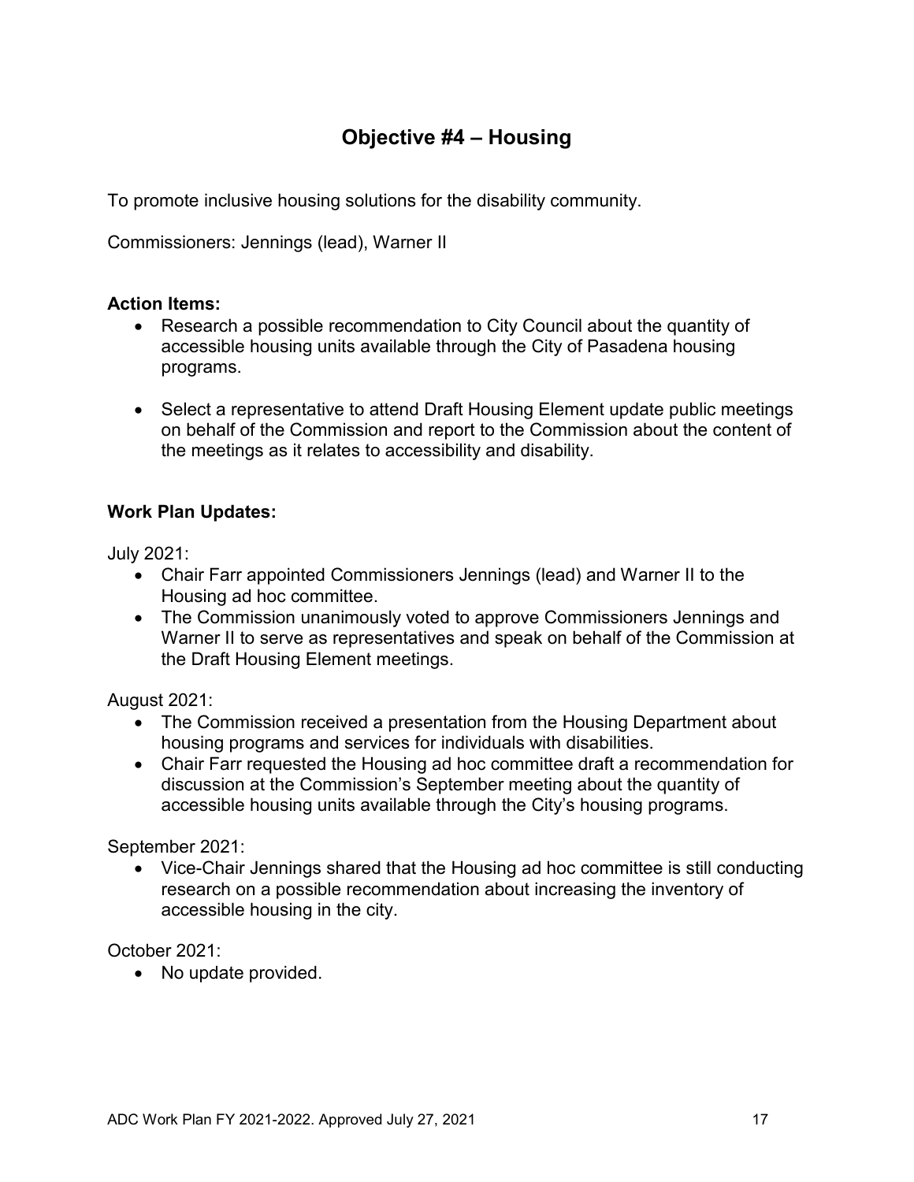# Objective #4 – Housing

To promote inclusive housing solutions for the disability community.

Commissioners: Jennings (lead), Warner II

**Action Items:**

- Research a possible recommendation to City Council about the quantity of accessible housing units available through the City of Pasadena housing programs.
- Select a representative to attend Draft Housing Element update public meetings on behalf of the Commission and report to the Commission about the content of the meetings as it relates to accessibility and disability.

**Work Plan Updates:**

July 2021:

- Chair Farr appointed Commissioners Jennings (lead) and Warner II to the Housing ad hoc committee.
- The Commission unanimously voted to approve Commissioners Jennings and Warner II to serve as representatives and speak on behalf of the Commission at the Draft Housing Element meetings.

August 2021:

- The Commission received a presentation from the Housing Department about housing programs and services for individuals with disabilities.
- Chair Farr requested the Housing ad hoc committee draft a recommendation for discussion at the Commission's September meeting about the quantity of accessible housing units available through the City's housing programs.

September 2021:

- Vice-Chair Jennings shared that the Housing ad hoc committee is still conducting research on a possible recommendation about increasing the inventory of accessible housing in the city.

October 2021:

- No update provided.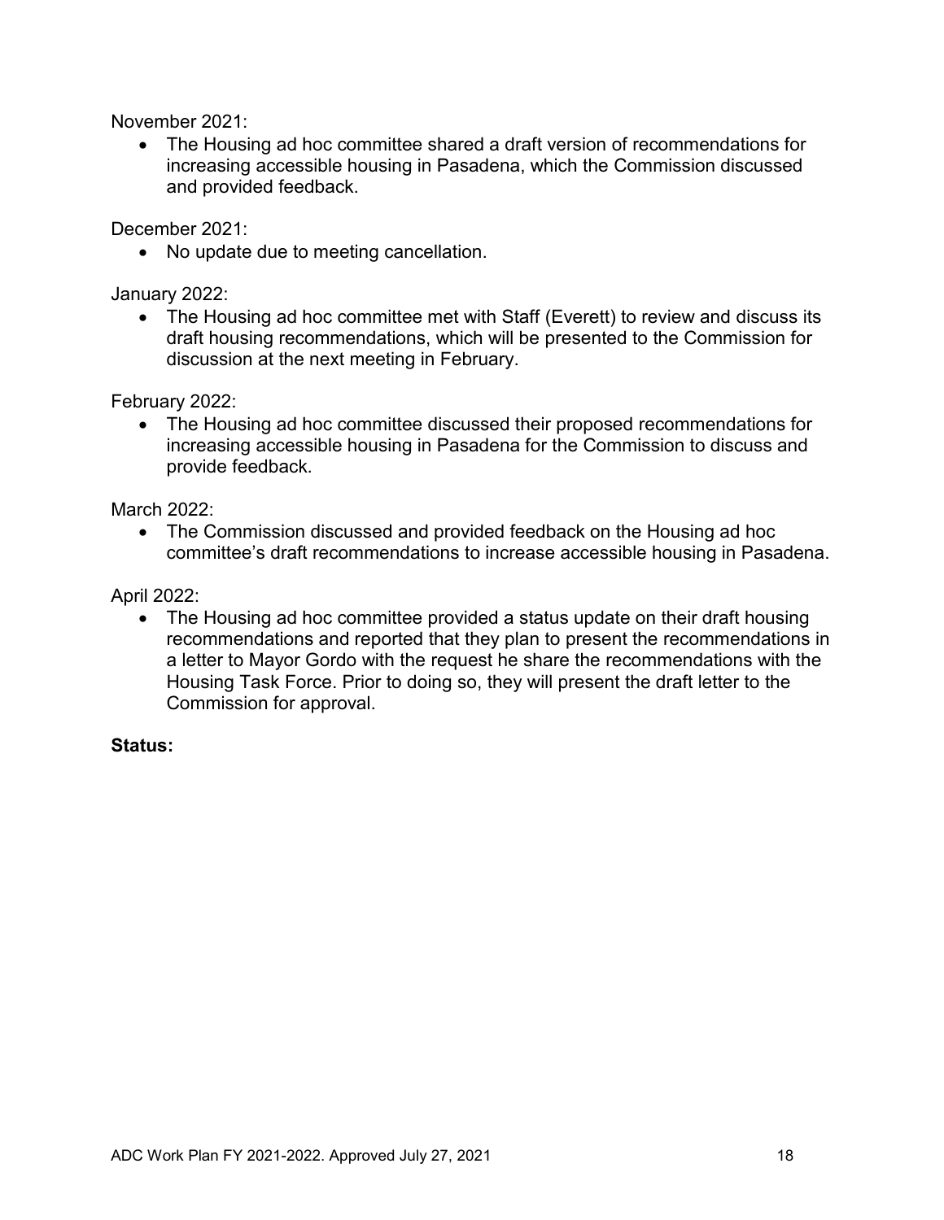November 2021:

- The Housing ad hoc committee shared a draft version of recommendations for increasing accessible housing in Pasadena, which the Commission discussed and provided feedback.

December 2021:

- No update due to meeting cancellation.

January 2022:

- The Housing ad hoc committee met with Staff (Everett) to review and discuss its draft housing recommendations, which will be presented to the Commission for discussion at the next meeting in February.

February 2022:

- The Housing ad hoc committee discussed their proposed recommendations for increasing accessible housing in Pasadena for the Commission to discuss and provide feedback.

March 2022:

- The Commission discussed and provided feedback on the Housing ad hoc committee's draft recommendations to increase accessible housing in Pasadena.

April 2022:

- The Housing ad hoc committee provided a status update on their draft housing recommendations and reported that they plan to present the recommendations in a letter to Mayor Gordo with the request he share the recommendations with the Housing Task Force. Prior to doing so, they will present the draft letter to the Commission for approval.

**Status:**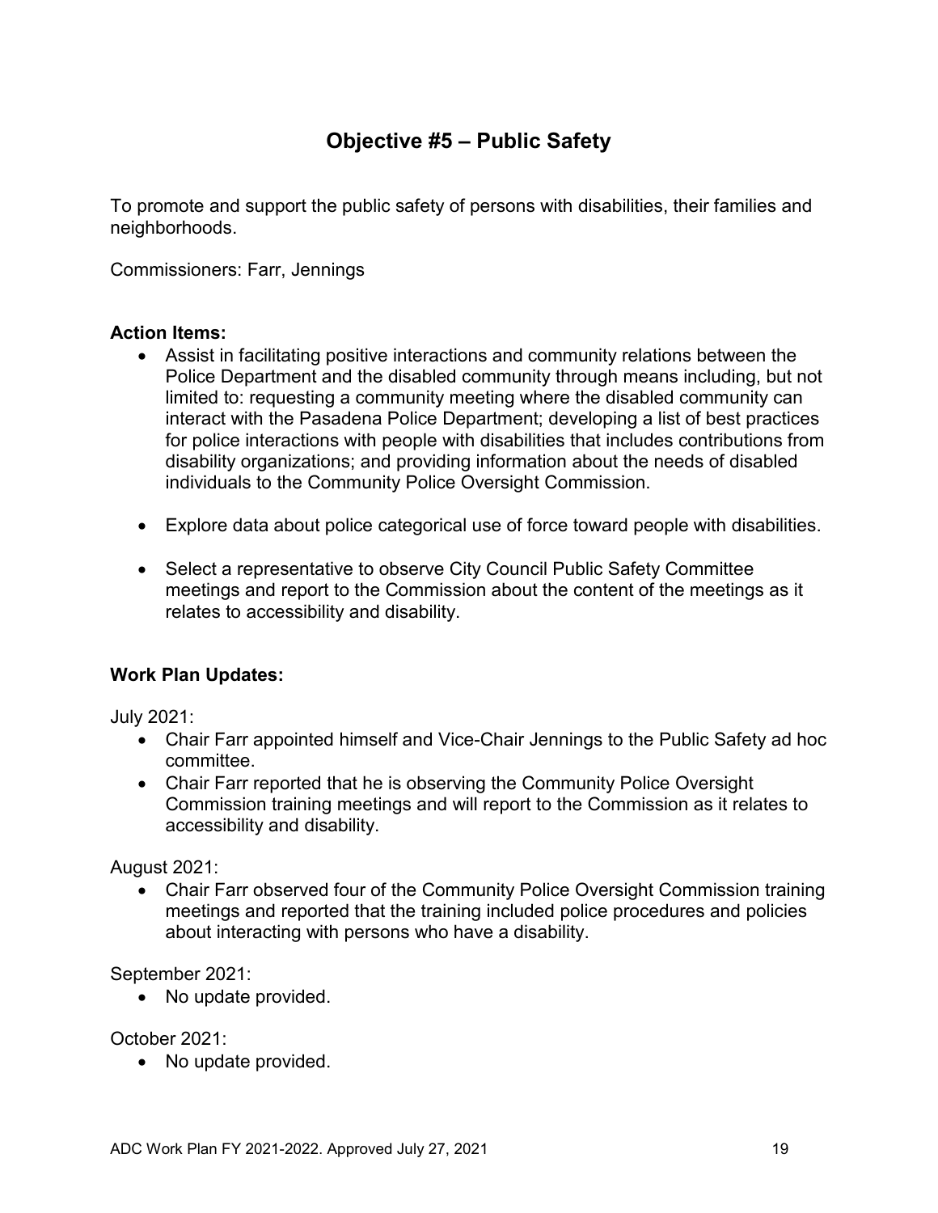## Objective #5 – Public Safety

To promote and support the public safety of persons with disabilities, their families and neighborhoods.

Commissioners: Farr, Jennings

**Action Items:**

- Assist in facilitating positive interactions and community relations between the Police Department and the disabled community through means including, but not limited to: requesting a community meeting where the disabled community can interact with the Pasadena Police Department; developing a list of best practices for police interactions with people with disabilities that includes contributions from disability organizations; and providing information about the needs of disabled individuals to the Community Police Oversight Commission.
- Explore data about police categorical use of force toward people with disabilities.
- Select a representative to observe City Council Public Safety Committee meetings and report to the Commission about the content of the meetings as it relates to accessibility and disability.

**Work Plan Updates:**

July 2021:

- Chair Farr appointed himself and Vice-Chair Jennings to the Public Safety ad hoc committee.
- Chair Farr reported that he is observing the Community Police Oversight Commission training meetings and will report to the Commission as it relates to accessibility and disability.

August 2021:

- Chair Farr observed four of the Community Police Oversight Commission training meetings and reported that the training included police procedures and policies about interacting with persons who have a disability.

September 2021:

- No update provided.

October 2021:

- No update provided.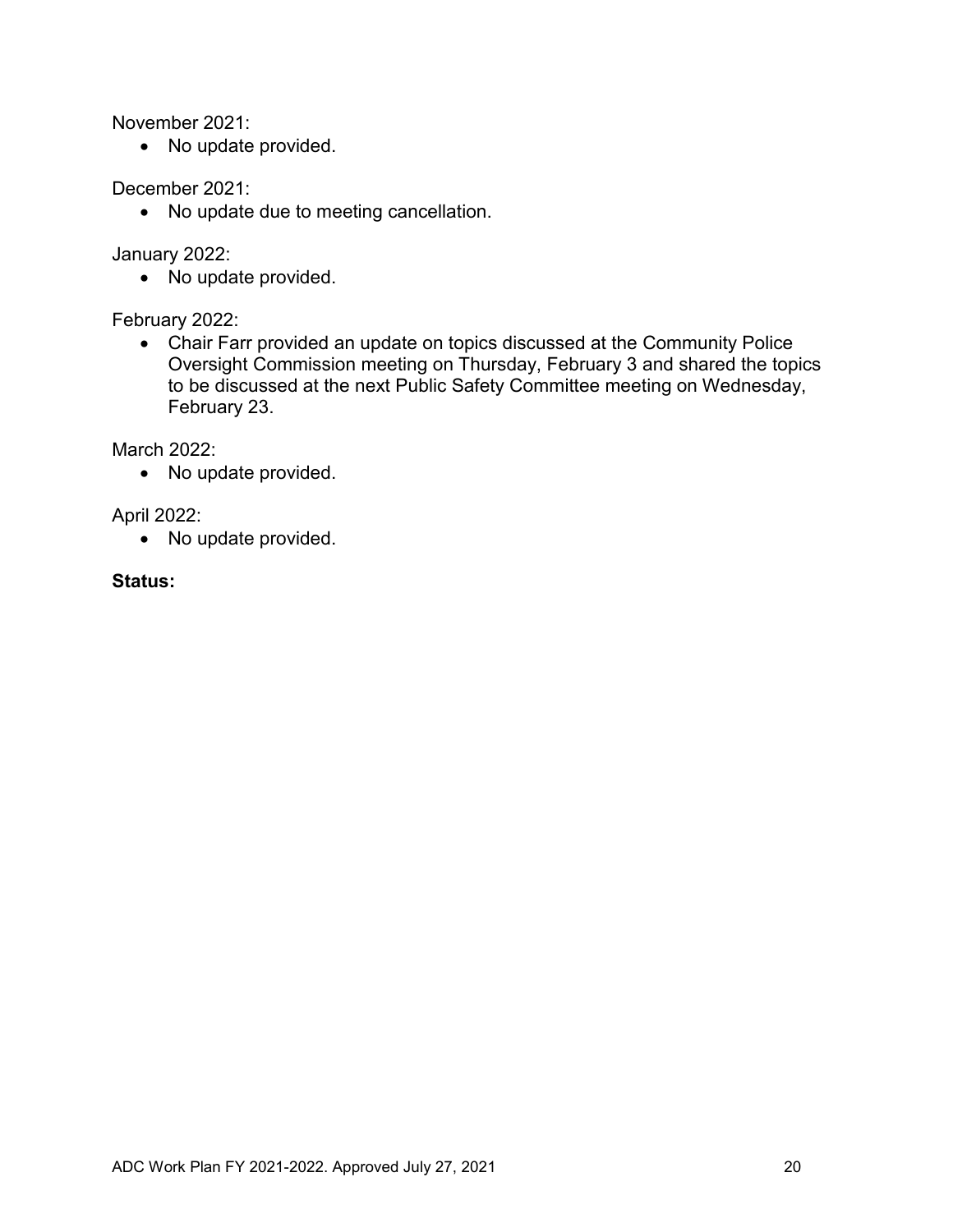November 2021:

- No update provided.

December 2021:

- No update due to meeting cancellation.

January 2022:

- No update provided.

February 2022:

- Chair Farr provided an update on topics discussed at the Community Police Oversight Commission meeting on Thursday, February 3 and shared the topics to be discussed at the next Public Safety Committee meeting on Wednesday, February 23.

March 2022:

- No update provided.

April 2022:

- No update provided.

**Status:**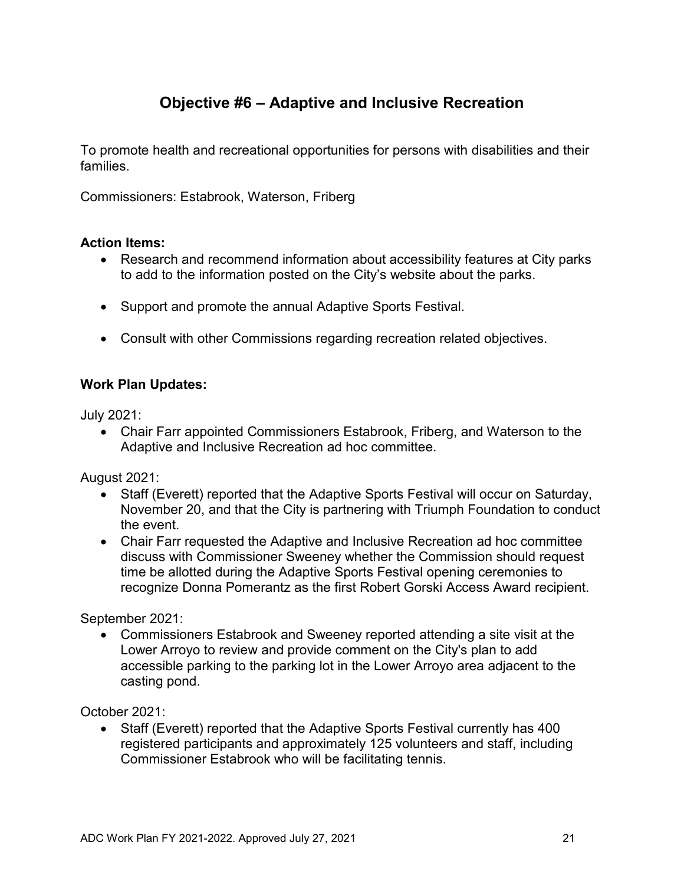## Objective #6 – Adaptive and Inclusive Recreation

To promote health and recreational opportunities for persons with disabilities and their families.

Commissioners: Estabrook, Waterson, Friberg

**Action Items:**

- Research and recommend information about accessibility features at City parks to add to the information posted on the City's website about the parks.
- Support and promote the annual Adaptive Sports Festival.
- Consult with other Commissions regarding recreation related objectives.

**Work Plan Updates:**

July 2021:

- Chair Farr appointed Commissioners Estabrook, Friberg, and Waterson to the Adaptive and Inclusive Recreation ad hoc committee.

August 2021:

- Staff (Everett) reported that the Adaptive Sports Festival will occur on Saturday, November 20, and that the City is partnering with Triumph Foundation to conduct the event.
- Chair Farr requested the Adaptive and Inclusive Recreation ad hoc committee discuss with Commissioner Sweeney whether the Commission should request time be allotted during the Adaptive Sports Festival opening ceremonies to recognize Donna Pomerantz as the first Robert Gorski Access Award recipient.

September 2021:

- Commissioners Estabrook and Sweeney reported attending a site visit at the Lower Arroyo to review and provide comment on the City's plan to add accessible parking to the parking lot in the Lower Arroyo area adjacent to the casting pond.

October 2021:

- Staff (Everett) reported that the Adaptive Sports Festival currently has 400 registered participants and approximately 125 volunteers and staff, including Commissioner Estabrook who will be facilitating tennis.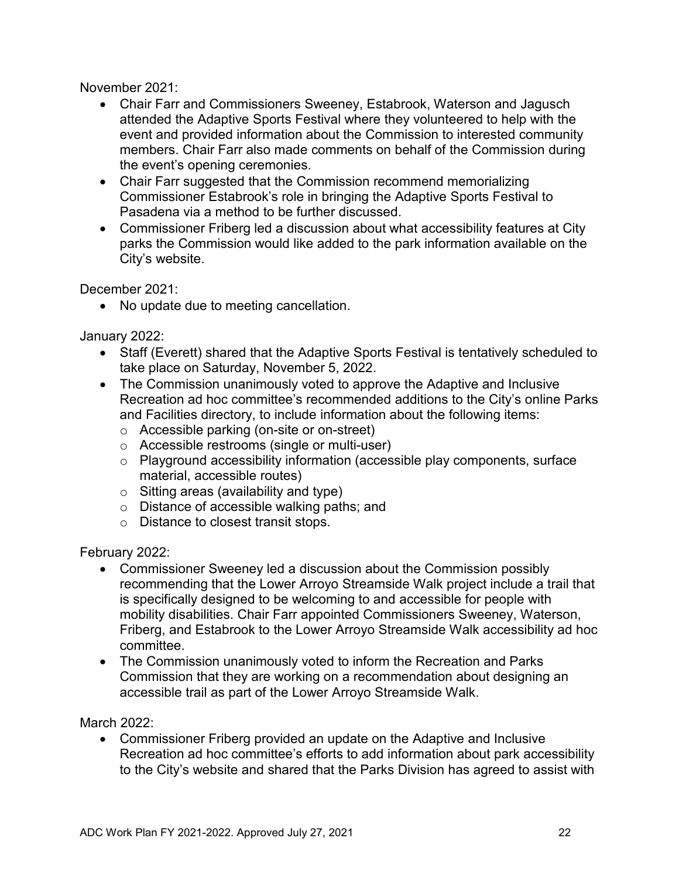November 2021:

- Chair Farr and Commissioners Sweeney, Estabrook, Waterson and Jagusch attended the Adaptive Sports Festival where they volunteered to help with the event and provided information about the Commission to interested community members. Chair Farr also made comments on behalf of the Commission during the event's opening ceremonies.
- Chair Farr suggested that the Commission recommend memorializing Commissioner Estabrook's role in bringing the Adaptive Sports Festival to Pasadena via a method to be further discussed.
- Commissioner Friberg led a discussion about what accessibility features at City parks the Commission would like added to the park information available on the City's website.

December 2021:

- No update due to meeting cancellation.

January 2022:

- Staff (Everett) shared that the Adaptive Sports Festival is tentatively scheduled to take place on Saturday, November 5, 2022.
- The Commission unanimously voted to approve the Adaptive and Inclusive Recreation ad hoc committee's recommended additions to the City's online Parks and Facilities directory, to include information about the following items:
  - Accessible parking (on-site or on-street)
  - Accessible restrooms (single or multi-user)
  - Playground accessibility information (accessible play components, surface material, accessible routes)
  - Sitting areas (availability and type)
  - Distance of accessible walking paths; and
  - Distance to closest transit stops.

February 2022:

- Commissioner Sweeney led a discussion about the Commission possibly recommending that the Lower Arroyo Streamside Walk project include a trail that is specifically designed to be welcoming to and accessible for people with mobility disabilities. Chair Farr appointed Commissioners Sweeney, Waterson, Friberg, and Estabrook to the Lower Arroyo Streamside Walk accessibility ad hoc committee.
- The Commission unanimously voted to inform the Recreation and Parks Commission that they are working on a recommendation about designing an accessible trail as part of the Lower Arroyo Streamside Walk.

March 2022:

- Commissioner Friberg provided an update on the Adaptive and Inclusive Recreation ad hoc committee's efforts to add information about park accessibility to the City's website and shared that the Parks Division has agreed to assist with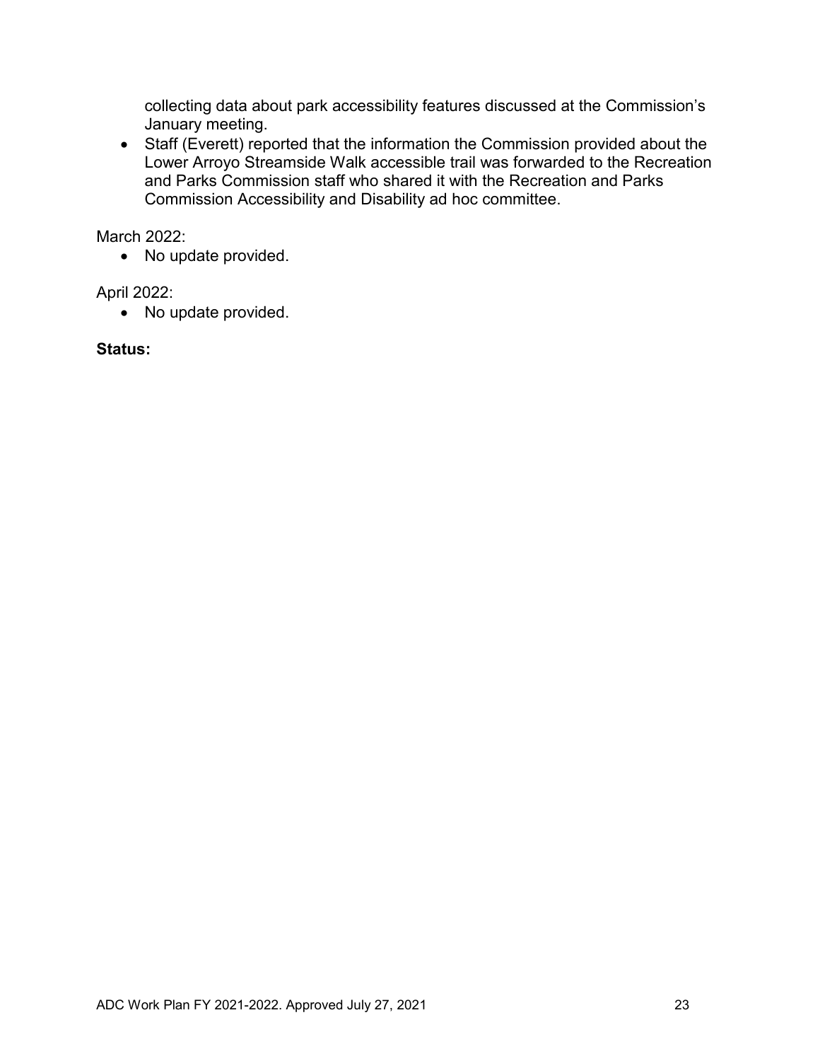collecting data about park accessibility features discussed at the Commission's January meeting.

- Staff (Everett) reported that the information the Commission provided about the Lower Arroyo Streamside Walk accessible trail was forwarded to the Recreation and Parks Commission staff who shared it with the Recreation and Parks Commission Accessibility and Disability ad hoc committee.

March 2022:

- No update provided.

April 2022:

- No update provided.

**Status:**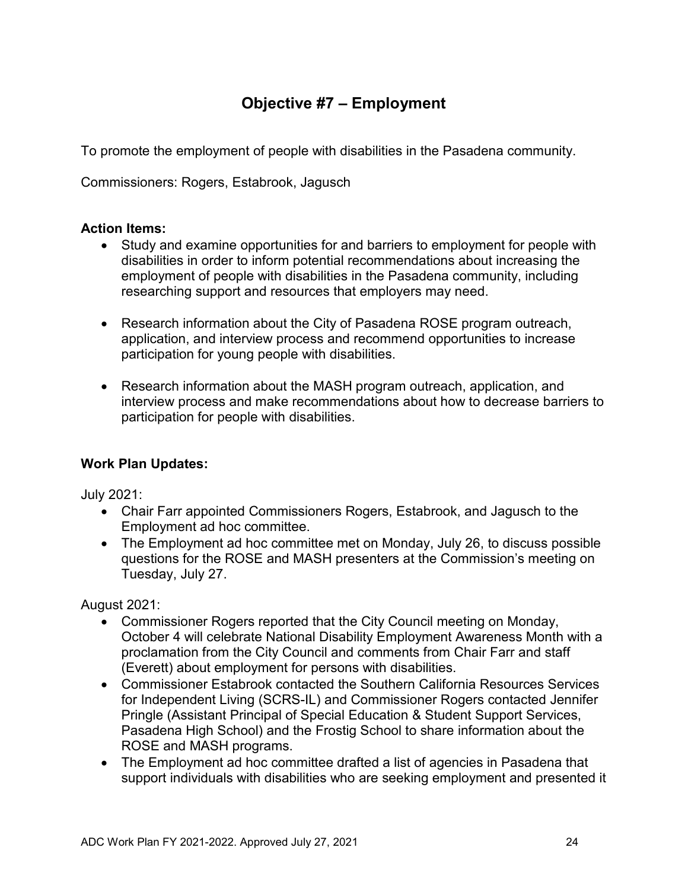# Objective #7 – Employment

To promote the employment of people with disabilities in the Pasadena community.

Commissioners: Rogers, Estabrook, Jagusch

**Action Items:**

- Study and examine opportunities for and barriers to employment for people with disabilities in order to inform potential recommendations about increasing the employment of people with disabilities in the Pasadena community, including researching support and resources that employers may need.
- Research information about the City of Pasadena ROSE program outreach, application, and interview process and recommend opportunities to increase participation for young people with disabilities.
- Research information about the MASH program outreach, application, and interview process and make recommendations about how to decrease barriers to participation for people with disabilities.

**Work Plan Updates:**

July 2021:

- Chair Farr appointed Commissioners Rogers, Estabrook, and Jagusch to the Employment ad hoc committee.
- The Employment ad hoc committee met on Monday, July 26, to discuss possible questions for the ROSE and MASH presenters at the Commission's meeting on Tuesday, July 27.

August 2021:

- Commissioner Rogers reported that the City Council meeting on Monday, October 4 will celebrate National Disability Employment Awareness Month with a proclamation from the City Council and comments from Chair Farr and staff (Everett) about employment for persons with disabilities.
- Commissioner Estabrook contacted the Southern California Resources Services for Independent Living (SCRS-IL) and Commissioner Rogers contacted Jennifer Pringle (Assistant Principal of Special Education & Student Support Services, Pasadena High School) and the Frostig School to share information about the ROSE and MASH programs.
- The Employment ad hoc committee drafted a list of agencies in Pasadena that support individuals with disabilities who are seeking employment and presented it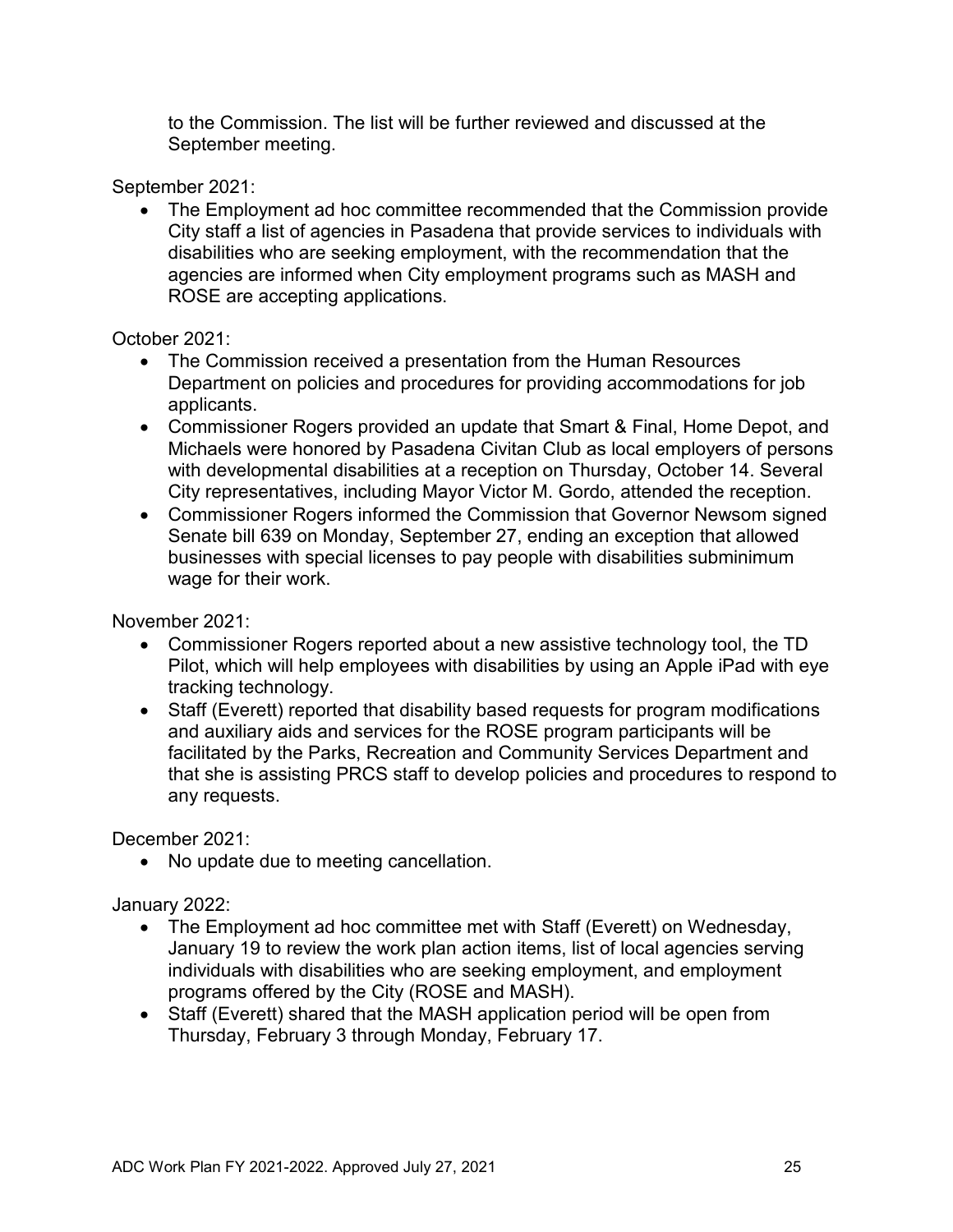to the Commission. The list will be further reviewed and discussed at the September meeting.

September 2021:

- The Employment ad hoc committee recommended that the Commission provide City staff a list of agencies in Pasadena that provide services to individuals with disabilities who are seeking employment, with the recommendation that the agencies are informed when City employment programs such as MASH and ROSE are accepting applications.

October 2021:

- The Commission received a presentation from the Human Resources Department on policies and procedures for providing accommodations for job applicants.
- Commissioner Rogers provided an update that Smart & Final, Home Depot, and Michaels were honored by Pasadena Civitan Club as local employers of persons with developmental disabilities at a reception on Thursday, October 14. Several City representatives, including Mayor Victor M. Gordo, attended the reception.
- Commissioner Rogers informed the Commission that Governor Newsom signed Senate bill 639 on Monday, September 27, ending an exception that allowed businesses with special licenses to pay people with disabilities subminimum wage for their work.

November 2021:

- Commissioner Rogers reported about a new assistive technology tool, the TD Pilot, which will help employees with disabilities by using an Apple iPad with eye tracking technology.
- Staff (Everett) reported that disability based requests for program modifications and auxiliary aids and services for the ROSE program participants will be facilitated by the Parks, Recreation and Community Services Department and that she is assisting PRCS staff to develop policies and procedures to respond to any requests.

December 2021:

- No update due to meeting cancellation.

January 2022:

- The Employment ad hoc committee met with Staff (Everett) on Wednesday, January 19 to review the work plan action items, list of local agencies serving individuals with disabilities who are seeking employment, and employment programs offered by the City (ROSE and MASH).
- Staff (Everett) shared that the MASH application period will be open from Thursday, February 3 through Monday, February 17.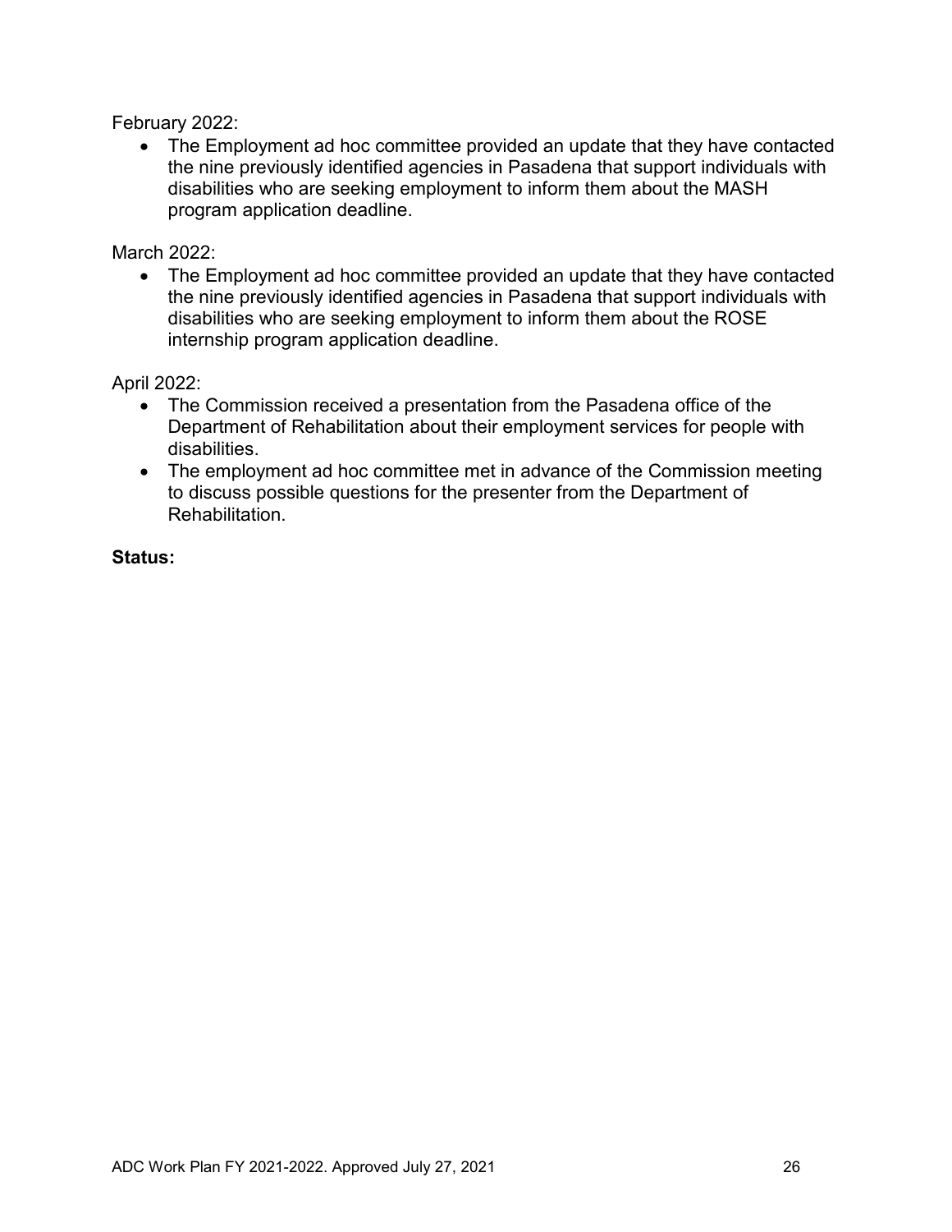February 2022:

- The Employment ad hoc committee provided an update that they have contacted the nine previously identified agencies in Pasadena that support individuals with disabilities who are seeking employment to inform them about the MASH program application deadline.

March 2022:

- The Employment ad hoc committee provided an update that they have contacted the nine previously identified agencies in Pasadena that support individuals with disabilities who are seeking employment to inform them about the ROSE internship program application deadline.

April 2022:

- The Commission received a presentation from the Pasadena office of the Department of Rehabilitation about their employment services for people with disabilities.
- The employment ad hoc committee met in advance of the Commission meeting to discuss possible questions for the presenter from the Department of Rehabilitation.

**Status:**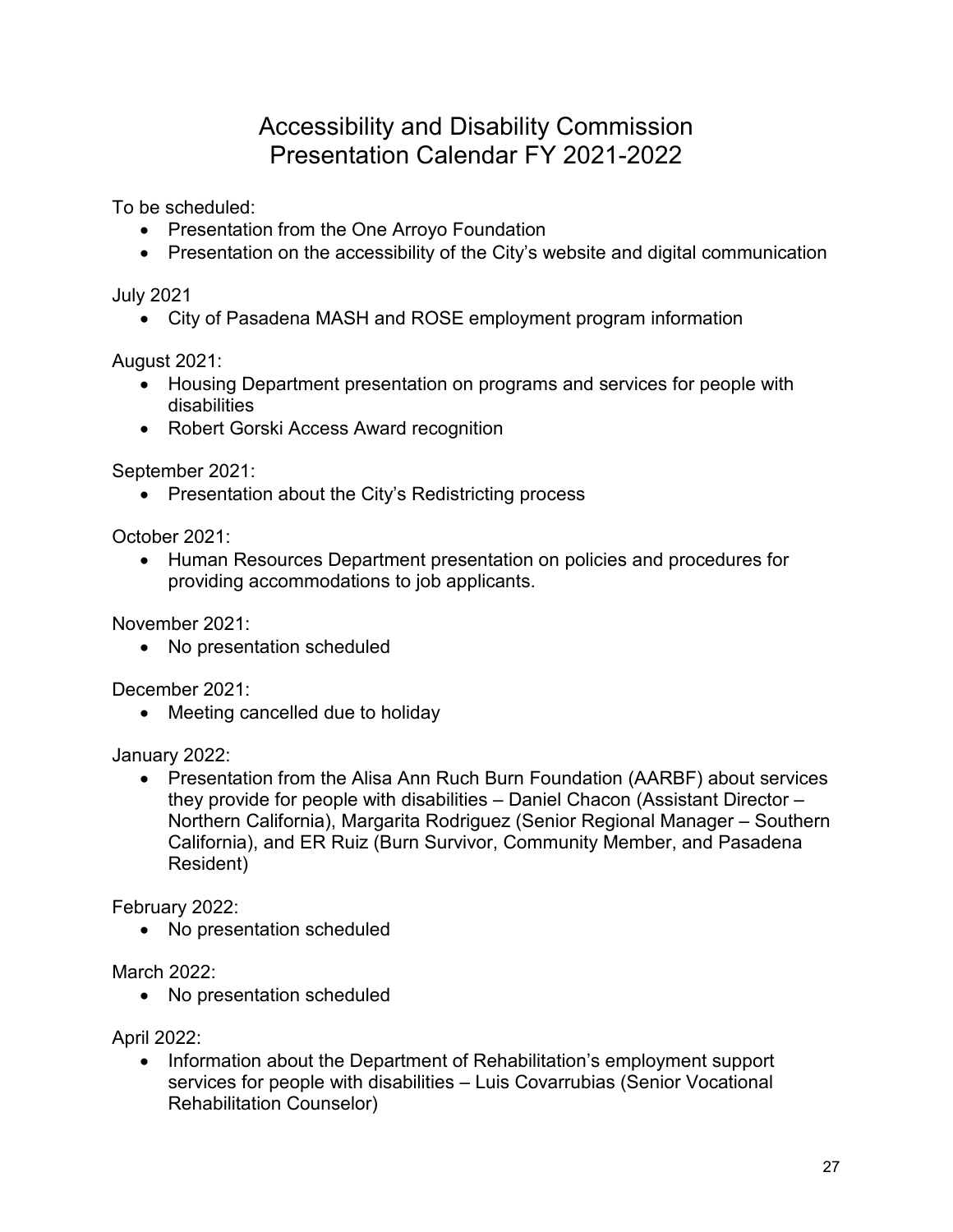# Accessibility and Disability Commission Presentation Calendar FY 2021-2022

To be scheduled:

- Presentation from the One Arroyo Foundation
- Presentation on the accessibility of the City's website and digital communication

July 2021

- City of Pasadena MASH and ROSE employment program information

August 2021:

- Housing Department presentation on programs and services for people with disabilities
- Robert Gorski Access Award recognition

September 2021:

- Presentation about the City's Redistricting process

October 2021:

- Human Resources Department presentation on policies and procedures for providing accommodations to job applicants.

November 2021:

- No presentation scheduled

December 2021:

- Meeting cancelled due to holiday

January 2022:

- Presentation from the Alisa Ann Ruch Burn Foundation (AARBF) about services they provide for people with disabilities – Daniel Chacon (Assistant Director – Northern California), Margarita Rodriguez (Senior Regional Manager – Southern California), and ER Ruiz (Burn Survivor, Community Member, and Pasadena Resident)

February 2022:

- No presentation scheduled

March 2022:

- No presentation scheduled

April 2022:

- Information about the Department of Rehabilitation's employment support services for people with disabilities – Luis Covarrubias (Senior Vocational Rehabilitation Counselor)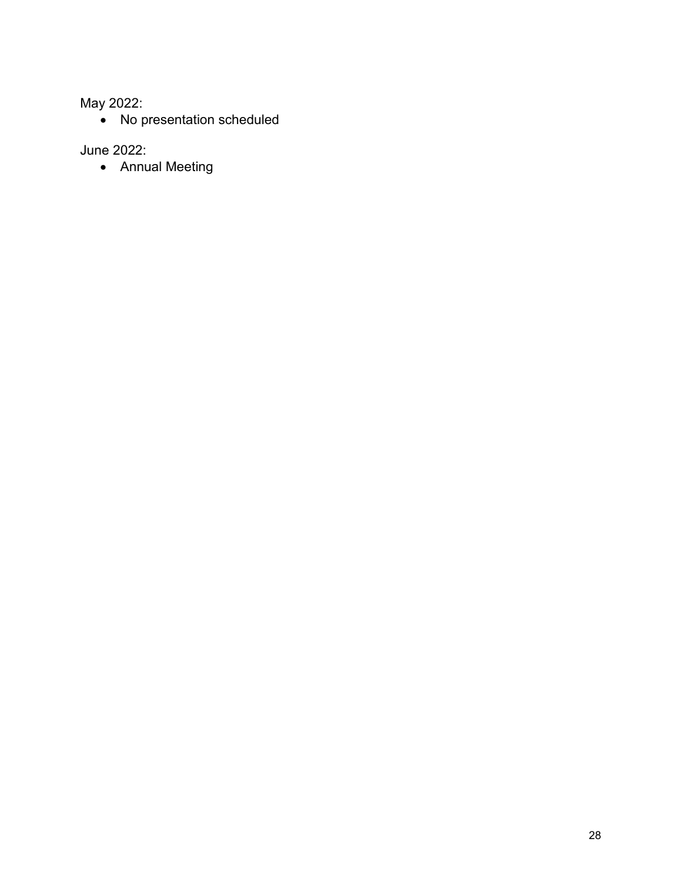May 2022:

- No presentation scheduled

June 2022:

- Annual Meeting